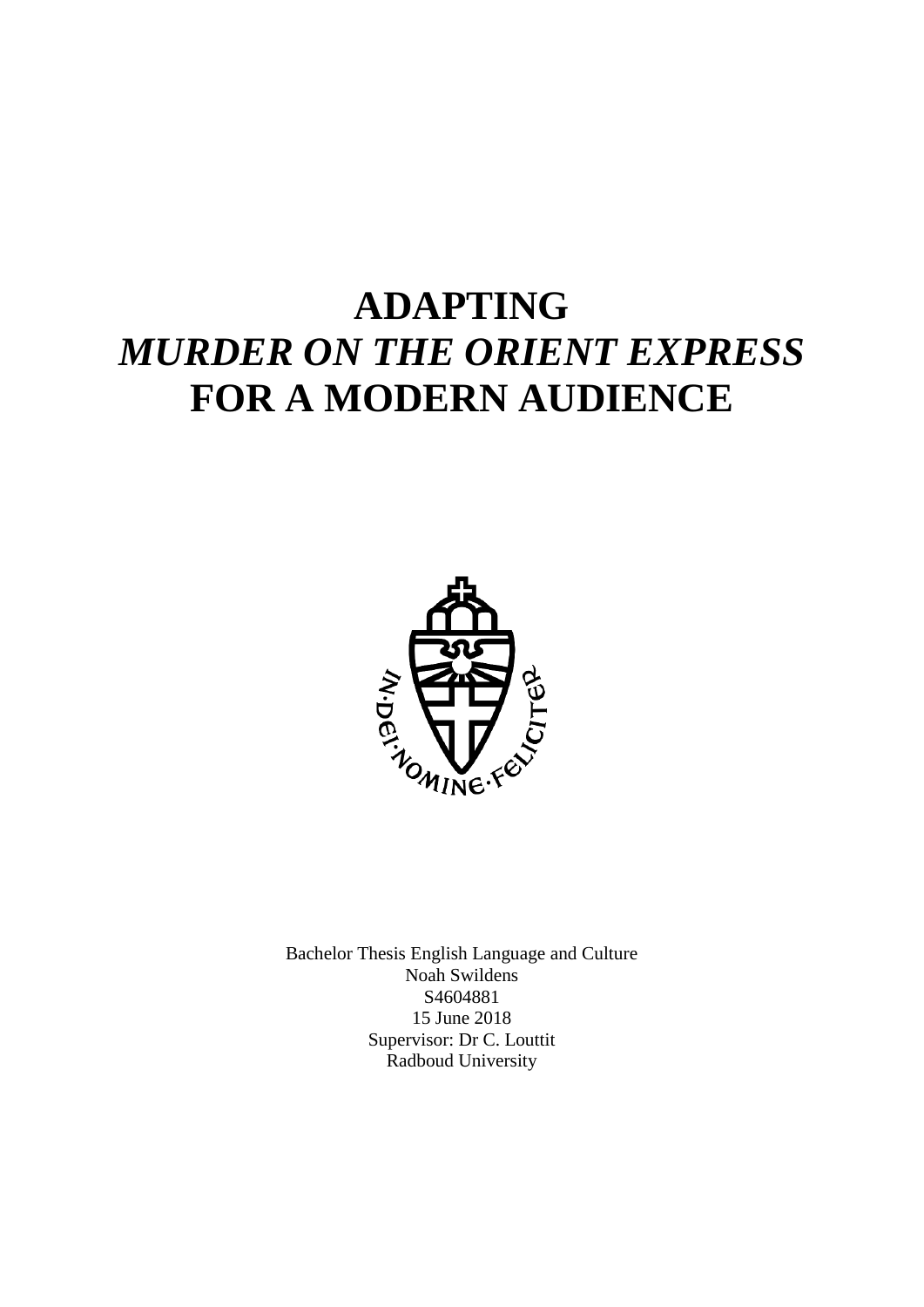# ADAPTING *MURDER ON THE ORIENT EXPRESS* FOR A MODERN AUDIENCE

Bachelor Thesis English Language and Culture
Noah Swildens
S4604881
15 June 2018
Supervisor: Dr C. Louttit
Radboud University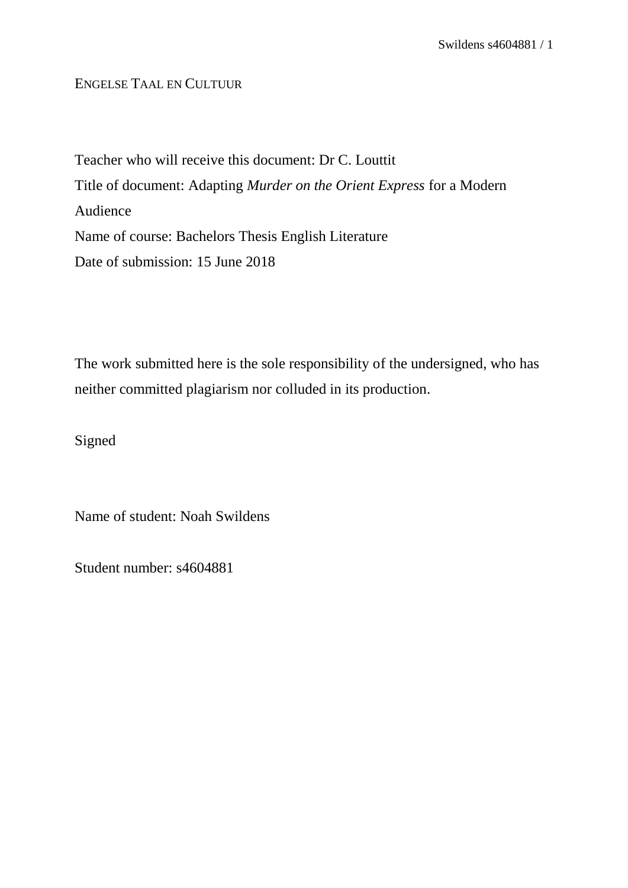ENGELSE TAAL EN CULTUUR

Teacher who will receive this document: Dr C. Louttit

Title of document: Adapting *Murder on the Orient Express* for a Modern Audience

Name of course: Bachelors Thesis English Literature

Date of submission: 15 June 2018

The work submitted here is the sole responsibility of the undersigned, who has neither committed plagiarism nor colluded in its production.

Signed

Name of student: Noah Swildens

Student number: s4604881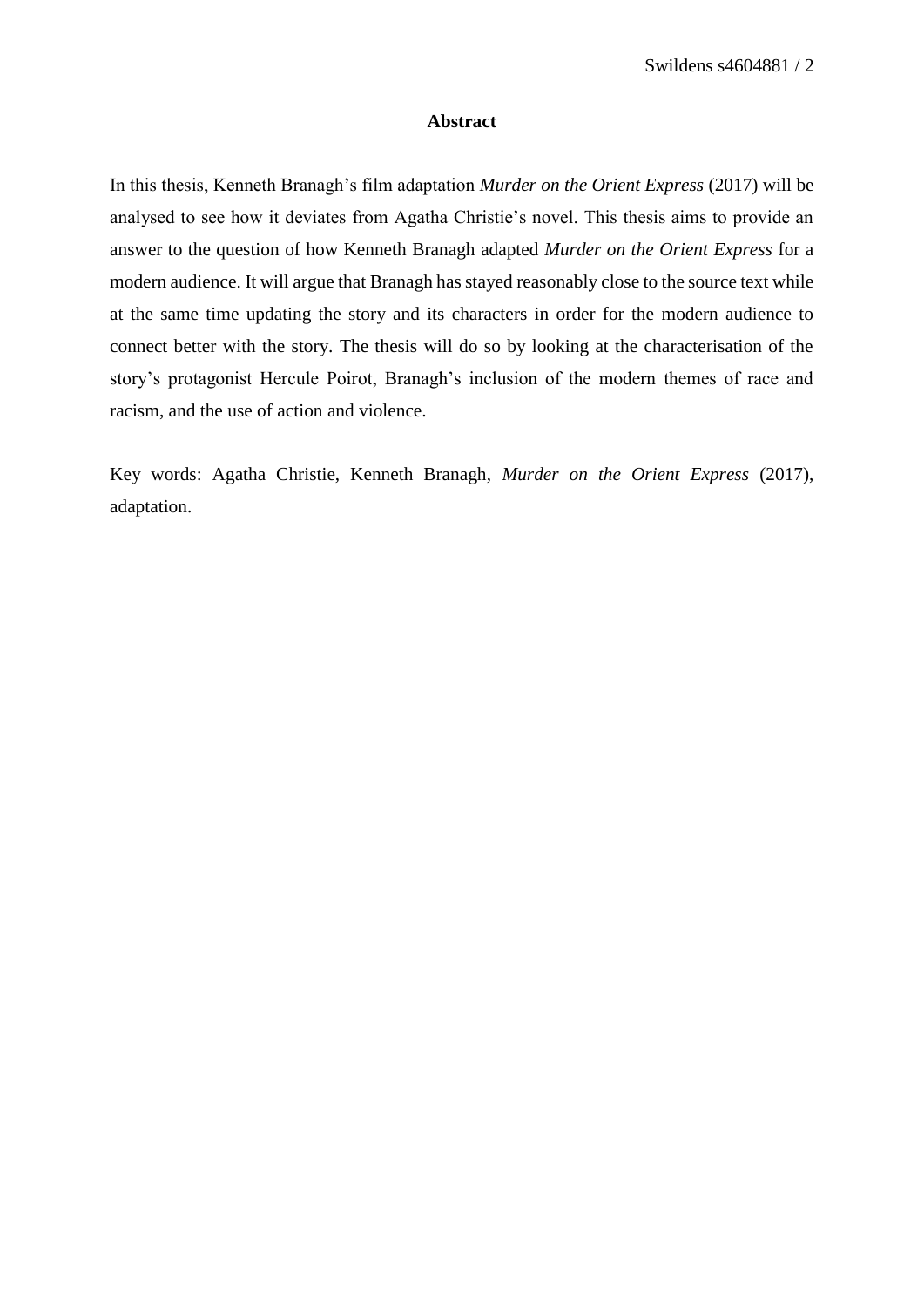# Abstract

In this thesis, Kenneth Branagh's film adaptation *Murder on the Orient Express* (2017) will be analysed to see how it deviates from Agatha Christie's novel. This thesis aims to provide an answer to the question of how Kenneth Branagh adapted *Murder on the Orient Express* for a modern audience. It will argue that Branagh has stayed reasonably close to the source text while at the same time updating the story and its characters in order for the modern audience to connect better with the story. The thesis will do so by looking at the characterisation of the story's protagonist Hercule Poirot, Branagh's inclusion of the modern themes of race and racism, and the use of action and violence.

Key words: Agatha Christie, Kenneth Branagh, *Murder on the Orient Express* (2017), adaptation.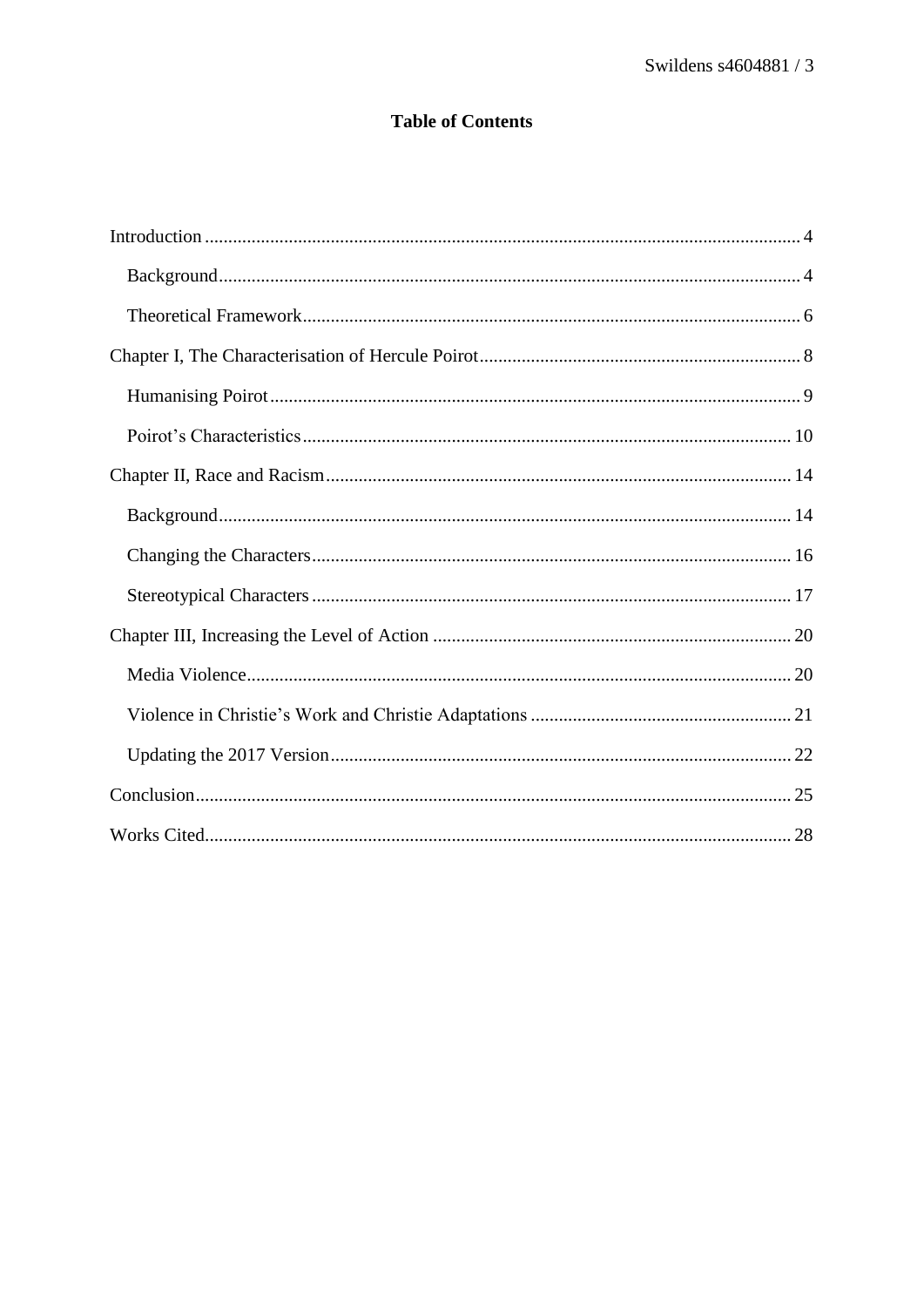**Table of Contents**

Introduction ........................................................................................................................ 4

Background ................................................................................................................... 4

Theoretical Framework ................................................................................................. 6

Chapter I, The Characterisation of Hercule Poirot .......................................................... 8

Humanising Poirot ........................................................................................................ 9

Poirot's Characteristics ................................................................................................ 10

Chapter II, Race and Racism .......................................................................................... 14

Background ................................................................................................................. 14

Changing the Characters ............................................................................................. 16

Stereotypical Characters ............................................................................................. 17

Chapter III, Increasing the Level of Action ................................................................... 20

Media Violence ........................................................................................................... 20

Violence in Christie's Work and Christie Adaptations ............................................... 21

Updating the 2017 Version ......................................................................................... 22

Conclusion ...................................................................................................................... 25

Works Cited .................................................................................................................... 28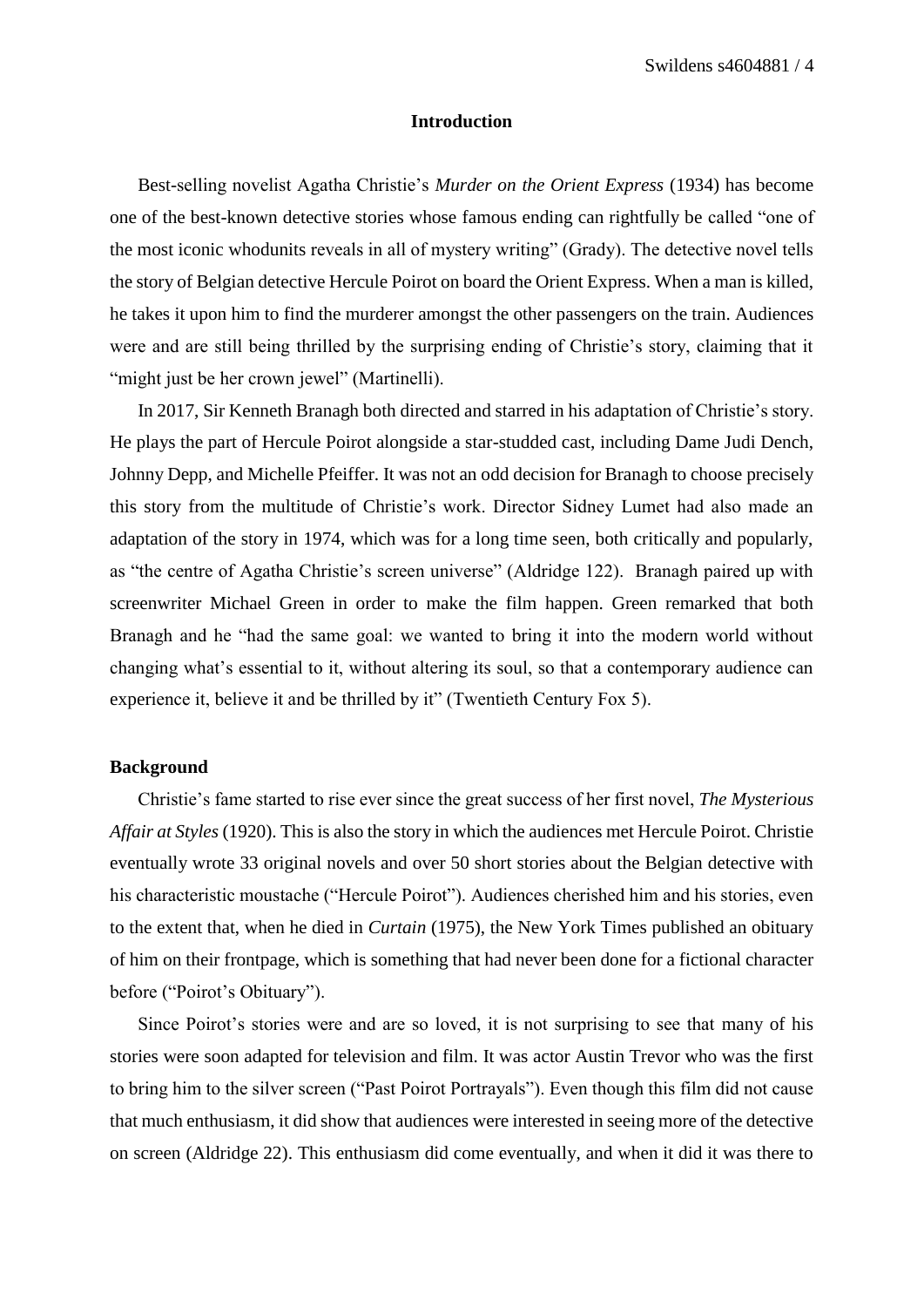## Introduction

Best-selling novelist Agatha Christie's *Murder on the Orient Express* (1934) has become one of the best-known detective stories whose famous ending can rightfully be called "one of the most iconic whodunits reveals in all of mystery writing" (Grady). The detective novel tells the story of Belgian detective Hercule Poirot on board the Orient Express. When a man is killed, he takes it upon him to find the murderer amongst the other passengers on the train. Audiences were and are still being thrilled by the surprising ending of Christie's story, claiming that it "might just be her crown jewel" (Martinelli).

In 2017, Sir Kenneth Branagh both directed and starred in his adaptation of Christie's story. He plays the part of Hercule Poirot alongside a star-studded cast, including Dame Judi Dench, Johnny Depp, and Michelle Pfeiffer. It was not an odd decision for Branagh to choose precisely this story from the multitude of Christie's work. Director Sidney Lumet had also made an adaptation of the story in 1974, which was for a long time seen, both critically and popularly, as "the centre of Agatha Christie's screen universe" (Aldridge 122). Branagh paired up with screenwriter Michael Green in order to make the film happen. Green remarked that both Branagh and he "had the same goal: we wanted to bring it into the modern world without changing what's essential to it, without altering its soul, so that a contemporary audience can experience it, believe it and be thrilled by it" (Twentieth Century Fox 5).

### Background

Christie's fame started to rise ever since the great success of her first novel, *The Mysterious Affair at Styles* (1920). This is also the story in which the audiences met Hercule Poirot. Christie eventually wrote 33 original novels and over 50 short stories about the Belgian detective with his characteristic moustache ("Hercule Poirot"). Audiences cherished him and his stories, even to the extent that, when he died in *Curtain* (1975), the New York Times published an obituary of him on their frontpage, which is something that had never been done for a fictional character before ("Poirot's Obituary").

Since Poirot's stories were and are so loved, it is not surprising to see that many of his stories were soon adapted for television and film. It was actor Austin Trevor who was the first to bring him to the silver screen ("Past Poirot Portrayals"). Even though this film did not cause that much enthusiasm, it did show that audiences were interested in seeing more of the detective on screen (Aldridge 22). This enthusiasm did come eventually, and when it did it was there to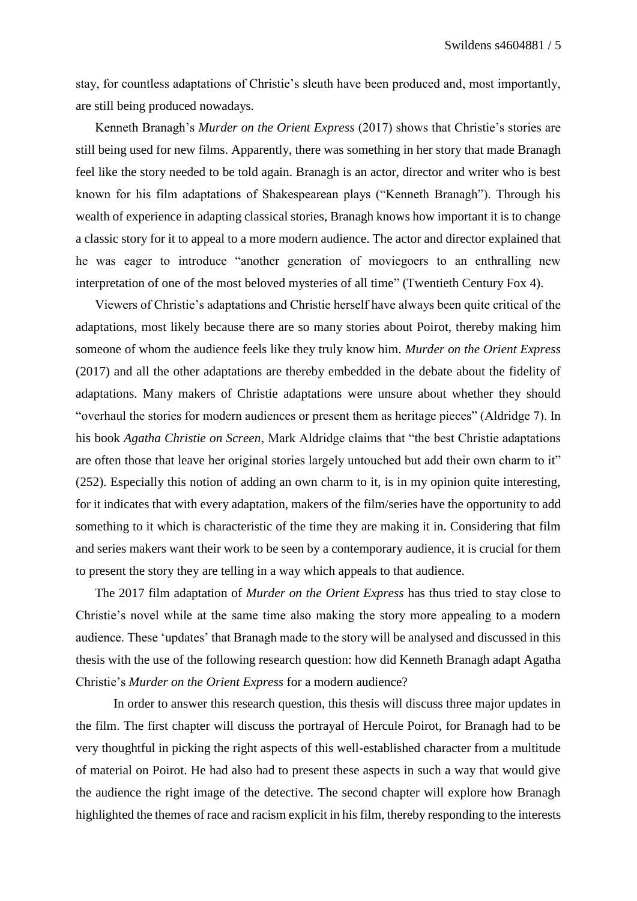stay, for countless adaptations of Christie's sleuth have been produced and, most importantly, are still being produced nowadays.

Kenneth Branagh's *Murder on the Orient Express* (2017) shows that Christie's stories are still being used for new films. Apparently, there was something in her story that made Branagh feel like the story needed to be told again. Branagh is an actor, director and writer who is best known for his film adaptations of Shakespearean plays ("Kenneth Branagh"). Through his wealth of experience in adapting classical stories, Branagh knows how important it is to change a classic story for it to appeal to a more modern audience. The actor and director explained that he was eager to introduce "another generation of moviegoers to an enthralling new interpretation of one of the most beloved mysteries of all time" (Twentieth Century Fox 4).

Viewers of Christie's adaptations and Christie herself have always been quite critical of the adaptations, most likely because there are so many stories about Poirot, thereby making him someone of whom the audience feels like they truly know him. *Murder on the Orient Express* (2017) and all the other adaptations are thereby embedded in the debate about the fidelity of adaptations. Many makers of Christie adaptations were unsure about whether they should "overhaul the stories for modern audiences or present them as heritage pieces" (Aldridge 7). In his book *Agatha Christie on Screen*, Mark Aldridge claims that "the best Christie adaptations are often those that leave her original stories largely untouched but add their own charm to it" (252). Especially this notion of adding an own charm to it, is in my opinion quite interesting, for it indicates that with every adaptation, makers of the film/series have the opportunity to add something to it which is characteristic of the time they are making it in. Considering that film and series makers want their work to be seen by a contemporary audience, it is crucial for them to present the story they are telling in a way which appeals to that audience.

The 2017 film adaptation of *Murder on the Orient Express* has thus tried to stay close to Christie's novel while at the same time also making the story more appealing to a modern audience. These 'updates' that Branagh made to the story will be analysed and discussed in this thesis with the use of the following research question: how did Kenneth Branagh adapt Agatha Christie's *Murder on the Orient Express* for a modern audience?

In order to answer this research question, this thesis will discuss three major updates in the film. The first chapter will discuss the portrayal of Hercule Poirot, for Branagh had to be very thoughtful in picking the right aspects of this well-established character from a multitude of material on Poirot. He had also had to present these aspects in such a way that would give the audience the right image of the detective. The second chapter will explore how Branagh highlighted the themes of race and racism explicit in his film, thereby responding to the interests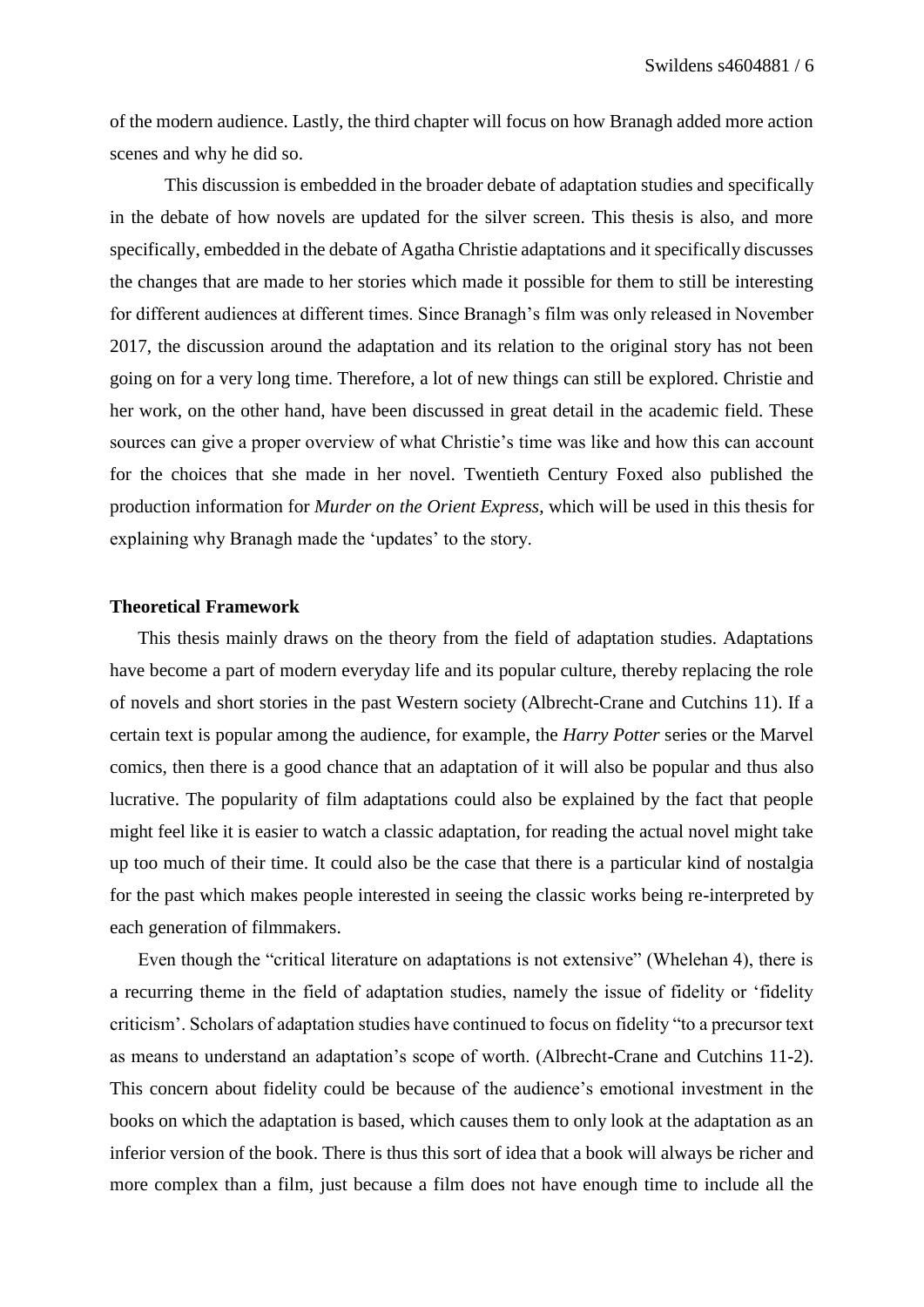of the modern audience. Lastly, the third chapter will focus on how Branagh added more action scenes and why he did so.

This discussion is embedded in the broader debate of adaptation studies and specifically in the debate of how novels are updated for the silver screen. This thesis is also, and more specifically, embedded in the debate of Agatha Christie adaptations and it specifically discusses the changes that are made to her stories which made it possible for them to still be interesting for different audiences at different times. Since Branagh's film was only released in November 2017, the discussion around the adaptation and its relation to the original story has not been going on for a very long time. Therefore, a lot of new things can still be explored. Christie and her work, on the other hand, have been discussed in great detail in the academic field. These sources can give a proper overview of what Christie's time was like and how this can account for the choices that she made in her novel. Twentieth Century Foxed also published the production information for *Murder on the Orient Express*, which will be used in this thesis for explaining why Branagh made the 'updates' to the story.

**Theoretical Framework**

This thesis mainly draws on the theory from the field of adaptation studies. Adaptations have become a part of modern everyday life and its popular culture, thereby replacing the role of novels and short stories in the past Western society (Albrecht-Crane and Cutchins 11). If a certain text is popular among the audience, for example, the *Harry Potter* series or the Marvel comics, then there is a good chance that an adaptation of it will also be popular and thus also lucrative. The popularity of film adaptations could also be explained by the fact that people might feel like it is easier to watch a classic adaptation, for reading the actual novel might take up too much of their time. It could also be the case that there is a particular kind of nostalgia for the past which makes people interested in seeing the classic works being re-interpreted by each generation of filmmakers.

Even though the "critical literature on adaptations is not extensive" (Whelehan 4), there is a recurring theme in the field of adaptation studies, namely the issue of fidelity or 'fidelity criticism'. Scholars of adaptation studies have continued to focus on fidelity "to a precursor text as means to understand an adaptation's scope of worth. (Albrecht-Crane and Cutchins 11-2). This concern about fidelity could be because of the audience's emotional investment in the books on which the adaptation is based, which causes them to only look at the adaptation as an inferior version of the book. There is thus this sort of idea that a book will always be richer and more complex than a film, just because a film does not have enough time to include all the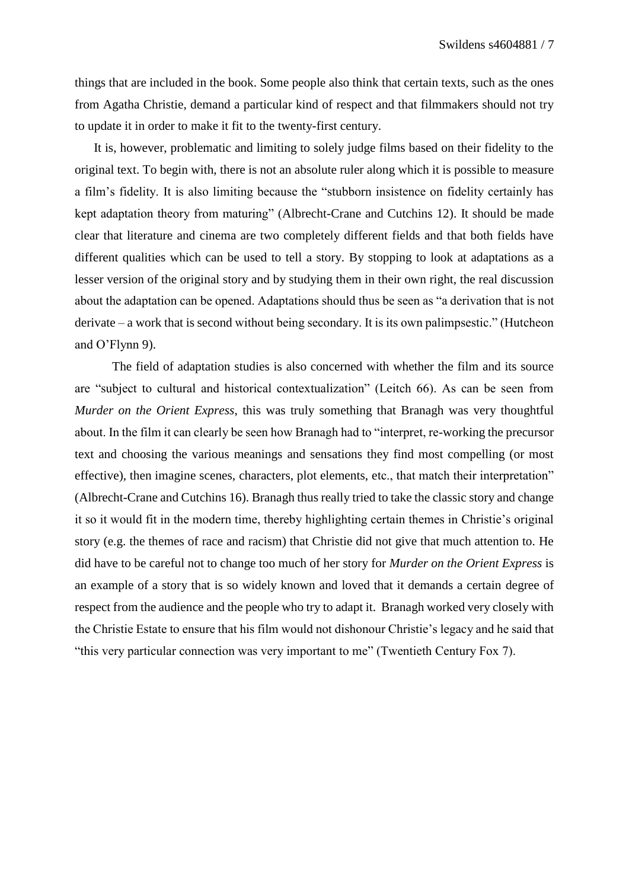things that are included in the book. Some people also think that certain texts, such as the ones from Agatha Christie, demand a particular kind of respect and that filmmakers should not try to update it in order to make it fit to the twenty-first century.

It is, however, problematic and limiting to solely judge films based on their fidelity to the original text. To begin with, there is not an absolute ruler along which it is possible to measure a film's fidelity. It is also limiting because the "stubborn insistence on fidelity certainly has kept adaptation theory from maturing" (Albrecht-Crane and Cutchins 12). It should be made clear that literature and cinema are two completely different fields and that both fields have different qualities which can be used to tell a story. By stopping to look at adaptations as a lesser version of the original story and by studying them in their own right, the real discussion about the adaptation can be opened. Adaptations should thus be seen as "a derivation that is not derivate – a work that is second without being secondary. It is its own palimpsestic." (Hutcheon and O'Flynn 9).

The field of adaptation studies is also concerned with whether the film and its source are "subject to cultural and historical contextualization" (Leitch 66). As can be seen from *Murder on the Orient Express*, this was truly something that Branagh was very thoughtful about. In the film it can clearly be seen how Branagh had to "interpret, re-working the precursor text and choosing the various meanings and sensations they find most compelling (or most effective), then imagine scenes, characters, plot elements, etc., that match their interpretation" (Albrecht-Crane and Cutchins 16). Branagh thus really tried to take the classic story and change it so it would fit in the modern time, thereby highlighting certain themes in Christie's original story (e.g. the themes of race and racism) that Christie did not give that much attention to. He did have to be careful not to change too much of her story for *Murder on the Orient Express* is an example of a story that is so widely known and loved that it demands a certain degree of respect from the audience and the people who try to adapt it. Branagh worked very closely with the Christie Estate to ensure that his film would not dishonour Christie's legacy and he said that "this very particular connection was very important to me" (Twentieth Century Fox 7).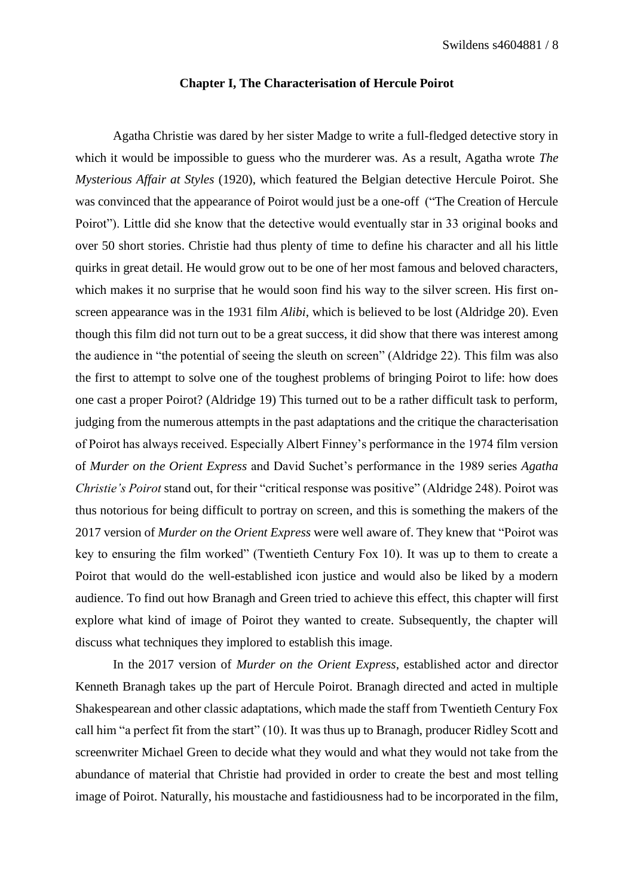**Chapter I, The Characterisation of Hercule Poirot**

Agatha Christie was dared by her sister Madge to write a full-fledged detective story in which it would be impossible to guess who the murderer was. As a result, Agatha wrote *The Mysterious Affair at Styles* (1920), which featured the Belgian detective Hercule Poirot. She was convinced that the appearance of Poirot would just be a one-off ("The Creation of Hercule Poirot"). Little did she know that the detective would eventually star in 33 original books and over 50 short stories. Christie had thus plenty of time to define his character and all his little quirks in great detail. He would grow out to be one of her most famous and beloved characters, which makes it no surprise that he would soon find his way to the silver screen. His first on-screen appearance was in the 1931 film *Alibi*, which is believed to be lost (Aldridge 20). Even though this film did not turn out to be a great success, it did show that there was interest among the audience in "the potential of seeing the sleuth on screen" (Aldridge 22). This film was also the first to attempt to solve one of the toughest problems of bringing Poirot to life: how does one cast a proper Poirot? (Aldridge 19) This turned out to be a rather difficult task to perform, judging from the numerous attempts in the past adaptations and the critique the characterisation of Poirot has always received. Especially Albert Finney's performance in the 1974 film version of *Murder on the Orient Express* and David Suchet's performance in the 1989 series *Agatha Christie's Poirot* stand out, for their "critical response was positive" (Aldridge 248). Poirot was thus notorious for being difficult to portray on screen, and this is something the makers of the 2017 version of *Murder on the Orient Express* were well aware of. They knew that "Poirot was key to ensuring the film worked" (Twentieth Century Fox 10). It was up to them to create a Poirot that would do the well-established icon justice and would also be liked by a modern audience. To find out how Branagh and Green tried to achieve this effect, this chapter will first explore what kind of image of Poirot they wanted to create. Subsequently, the chapter will discuss what techniques they implored to establish this image.

In the 2017 version of *Murder on the Orient Express*, established actor and director Kenneth Branagh takes up the part of Hercule Poirot. Branagh directed and acted in multiple Shakespearean and other classic adaptations, which made the staff from Twentieth Century Fox call him "a perfect fit from the start" (10). It was thus up to Branagh, producer Ridley Scott and screenwriter Michael Green to decide what they would and what they would not take from the abundance of material that Christie had provided in order to create the best and most telling image of Poirot. Naturally, his moustache and fastidiousness had to be incorporated in the film,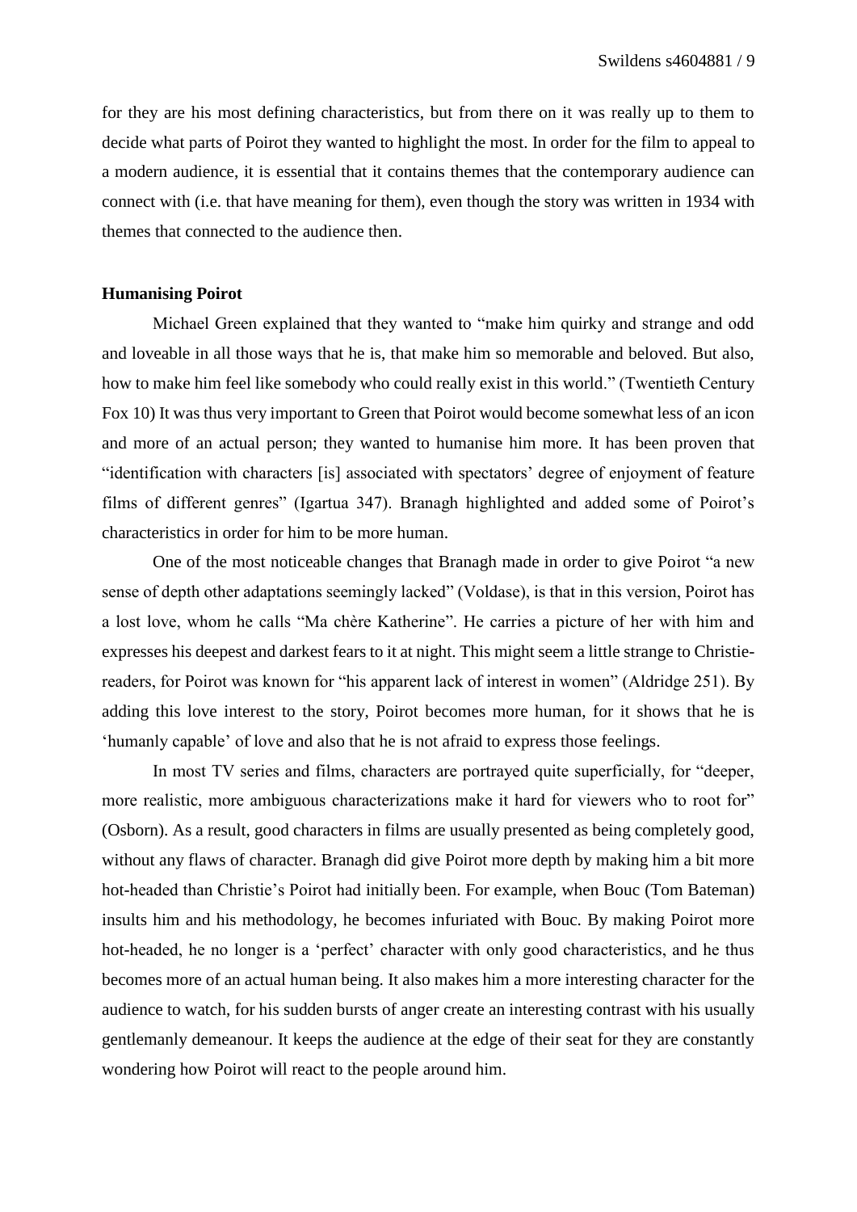for they are his most defining characteristics, but from there on it was really up to them to decide what parts of Poirot they wanted to highlight the most. In order for the film to appeal to a modern audience, it is essential that it contains themes that the contemporary audience can connect with (i.e. that have meaning for them), even though the story was written in 1934 with themes that connected to the audience then.

**Humanising Poirot**

Michael Green explained that they wanted to "make him quirky and strange and odd and loveable in all those ways that he is, that make him so memorable and beloved. But also, how to make him feel like somebody who could really exist in this world." (Twentieth Century Fox 10) It was thus very important to Green that Poirot would become somewhat less of an icon and more of an actual person; they wanted to humanise him more. It has been proven that "identification with characters [is] associated with spectators' degree of enjoyment of feature films of different genres" (Igartua 347). Branagh highlighted and added some of Poirot's characteristics in order for him to be more human.

One of the most noticeable changes that Branagh made in order to give Poirot "a new sense of depth other adaptations seemingly lacked" (Voldase), is that in this version, Poirot has a lost love, whom he calls "Ma chère Katherine". He carries a picture of her with him and expresses his deepest and darkest fears to it at night. This might seem a little strange to Christie-readers, for Poirot was known for "his apparent lack of interest in women" (Aldridge 251). By adding this love interest to the story, Poirot becomes more human, for it shows that he is 'humanly capable' of love and also that he is not afraid to express those feelings.

In most TV series and films, characters are portrayed quite superficially, for "deeper, more realistic, more ambiguous characterizations make it hard for viewers who to root for" (Osborn). As a result, good characters in films are usually presented as being completely good, without any flaws of character. Branagh did give Poirot more depth by making him a bit more hot-headed than Christie's Poirot had initially been. For example, when Bouc (Tom Bateman) insults him and his methodology, he becomes infuriated with Bouc. By making Poirot more hot-headed, he no longer is a 'perfect' character with only good characteristics, and he thus becomes more of an actual human being. It also makes him a more interesting character for the audience to watch, for his sudden bursts of anger create an interesting contrast with his usually gentlemanly demeanour. It keeps the audience at the edge of their seat for they are constantly wondering how Poirot will react to the people around him.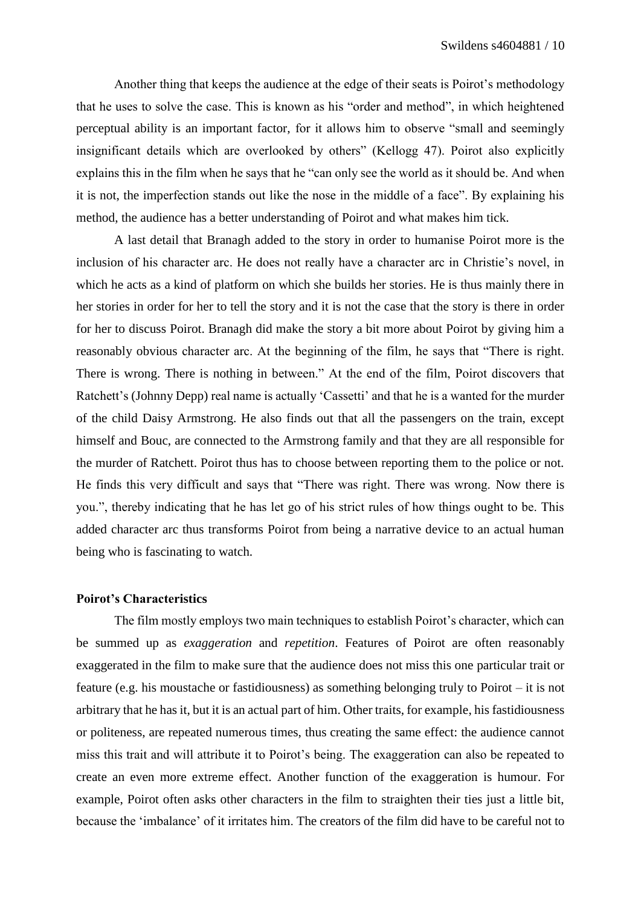Another thing that keeps the audience at the edge of their seats is Poirot's methodology that he uses to solve the case. This is known as his "order and method", in which heightened perceptual ability is an important factor, for it allows him to observe "small and seemingly insignificant details which are overlooked by others" (Kellogg 47). Poirot also explicitly explains this in the film when he says that he "can only see the world as it should be. And when it is not, the imperfection stands out like the nose in the middle of a face". By explaining his method, the audience has a better understanding of Poirot and what makes him tick.

A last detail that Branagh added to the story in order to humanise Poirot more is the inclusion of his character arc. He does not really have a character arc in Christie's novel, in which he acts as a kind of platform on which she builds her stories. He is thus mainly there in her stories in order for her to tell the story and it is not the case that the story is there in order for her to discuss Poirot. Branagh did make the story a bit more about Poirot by giving him a reasonably obvious character arc. At the beginning of the film, he says that "There is right. There is wrong. There is nothing in between." At the end of the film, Poirot discovers that Ratchett's (Johnny Depp) real name is actually 'Cassetti' and that he is a wanted for the murder of the child Daisy Armstrong. He also finds out that all the passengers on the train, except himself and Bouc, are connected to the Armstrong family and that they are all responsible for the murder of Ratchett. Poirot thus has to choose between reporting them to the police or not. He finds this very difficult and says that "There was right. There was wrong. Now there is you.", thereby indicating that he has let go of his strict rules of how things ought to be. This added character arc thus transforms Poirot from being a narrative device to an actual human being who is fascinating to watch.

### Poirot's Characteristics

The film mostly employs two main techniques to establish Poirot's character, which can be summed up as *exaggeration* and *repetition*. Features of Poirot are often reasonably exaggerated in the film to make sure that the audience does not miss this one particular trait or feature (e.g. his moustache or fastidiousness) as something belonging truly to Poirot – it is not arbitrary that he has it, but it is an actual part of him. Other traits, for example, his fastidiousness or politeness, are repeated numerous times, thus creating the same effect: the audience cannot miss this trait and will attribute it to Poirot's being. The exaggeration can also be repeated to create an even more extreme effect. Another function of the exaggeration is humour. For example, Poirot often asks other characters in the film to straighten their ties just a little bit, because the 'imbalance' of it irritates him. The creators of the film did have to be careful not to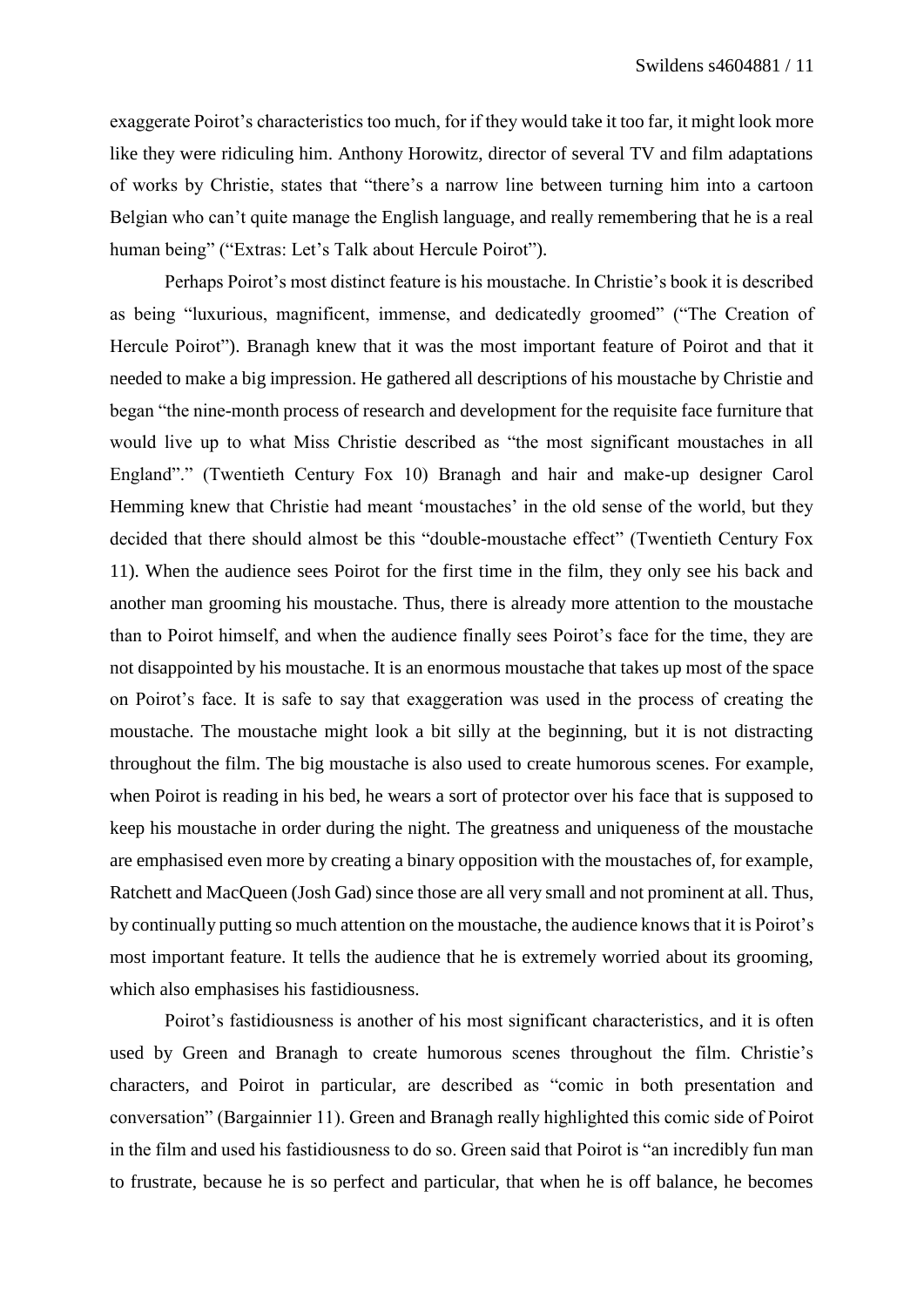exaggerate Poirot's characteristics too much, for if they would take it too far, it might look more like they were ridiculing him. Anthony Horowitz, director of several TV and film adaptations of works by Christie, states that "there's a narrow line between turning him into a cartoon Belgian who can't quite manage the English language, and really remembering that he is a real human being" ("Extras: Let's Talk about Hercule Poirot").

Perhaps Poirot's most distinct feature is his moustache. In Christie's book it is described as being "luxurious, magnificent, immense, and dedicatedly groomed" ("The Creation of Hercule Poirot"). Branagh knew that it was the most important feature of Poirot and that it needed to make a big impression. He gathered all descriptions of his moustache by Christie and began "the nine-month process of research and development for the requisite face furniture that would live up to what Miss Christie described as "the most significant moustaches in all England"." (Twentieth Century Fox 10) Branagh and hair and make-up designer Carol Hemming knew that Christie had meant 'moustaches' in the old sense of the world, but they decided that there should almost be this "double-moustache effect" (Twentieth Century Fox 11). When the audience sees Poirot for the first time in the film, they only see his back and another man grooming his moustache. Thus, there is already more attention to the moustache than to Poirot himself, and when the audience finally sees Poirot's face for the time, they are not disappointed by his moustache. It is an enormous moustache that takes up most of the space on Poirot's face. It is safe to say that exaggeration was used in the process of creating the moustache. The moustache might look a bit silly at the beginning, but it is not distracting throughout the film. The big moustache is also used to create humorous scenes. For example, when Poirot is reading in his bed, he wears a sort of protector over his face that is supposed to keep his moustache in order during the night. The greatness and uniqueness of the moustache are emphasised even more by creating a binary opposition with the moustaches of, for example, Ratchett and MacQueen (Josh Gad) since those are all very small and not prominent at all. Thus, by continually putting so much attention on the moustache, the audience knows that it is Poirot's most important feature. It tells the audience that he is extremely worried about its grooming, which also emphasises his fastidiousness.

Poirot's fastidiousness is another of his most significant characteristics, and it is often used by Green and Branagh to create humorous scenes throughout the film. Christie's characters, and Poirot in particular, are described as "comic in both presentation and conversation" (Bargainnier 11). Green and Branagh really highlighted this comic side of Poirot in the film and used his fastidiousness to do so. Green said that Poirot is "an incredibly fun man to frustrate, because he is so perfect and particular, that when he is off balance, he becomes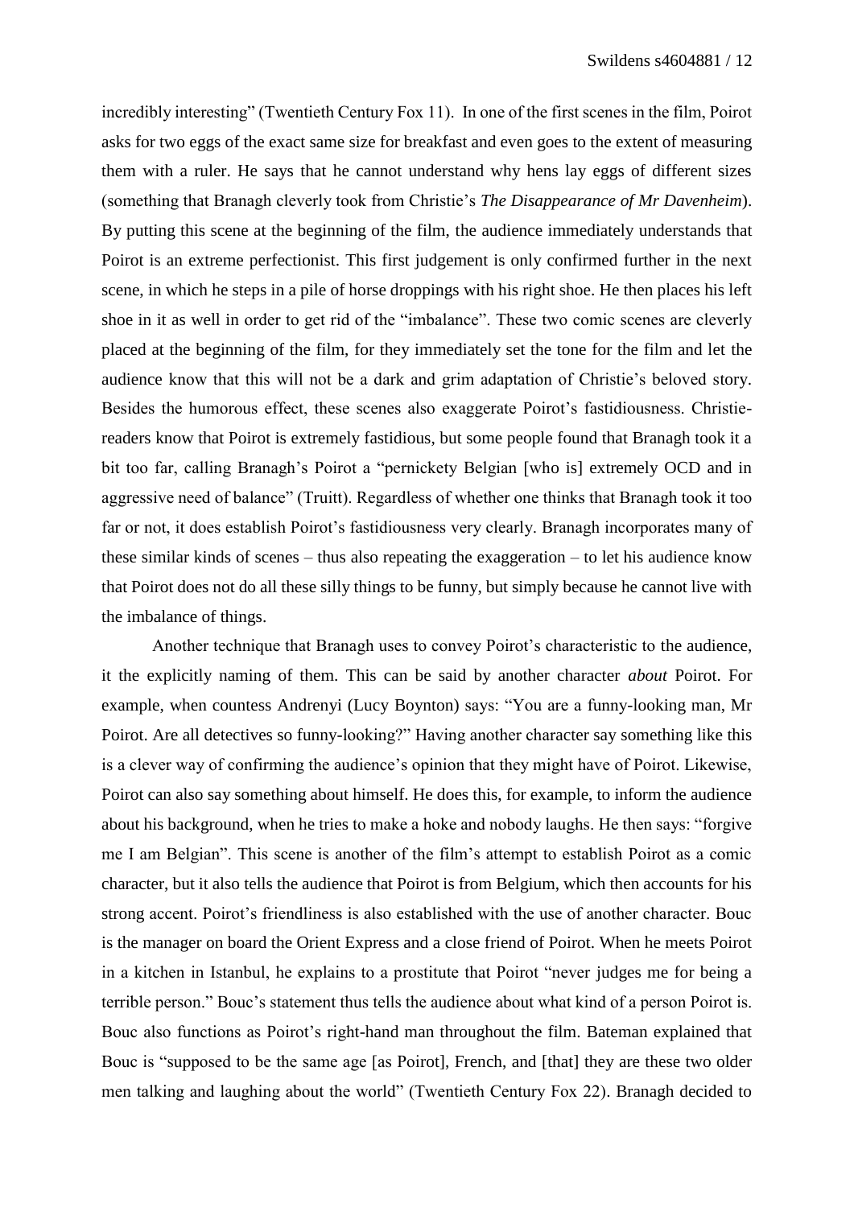incredibly interesting" (Twentieth Century Fox 11). In one of the first scenes in the film, Poirot asks for two eggs of the exact same size for breakfast and even goes to the extent of measuring them with a ruler. He says that he cannot understand why hens lay eggs of different sizes (something that Branagh cleverly took from Christie's *The Disappearance of Mr Davenheim*). By putting this scene at the beginning of the film, the audience immediately understands that Poirot is an extreme perfectionist. This first judgement is only confirmed further in the next scene, in which he steps in a pile of horse droppings with his right shoe. He then places his left shoe in it as well in order to get rid of the "imbalance". These two comic scenes are cleverly placed at the beginning of the film, for they immediately set the tone for the film and let the audience know that this will not be a dark and grim adaptation of Christie's beloved story. Besides the humorous effect, these scenes also exaggerate Poirot's fastidiousness. Christie-readers know that Poirot is extremely fastidious, but some people found that Branagh took it a bit too far, calling Branagh's Poirot a "pernickety Belgian [who is] extremely OCD and in aggressive need of balance" (Truitt). Regardless of whether one thinks that Branagh took it too far or not, it does establish Poirot's fastidiousness very clearly. Branagh incorporates many of these similar kinds of scenes – thus also repeating the exaggeration – to let his audience know that Poirot does not do all these silly things to be funny, but simply because he cannot live with the imbalance of things.

Another technique that Branagh uses to convey Poirot's characteristic to the audience, it the explicitly naming of them. This can be said by another character *about* Poirot. For example, when countess Andrenyi (Lucy Boynton) says: "You are a funny-looking man, Mr Poirot. Are all detectives so funny-looking?" Having another character say something like this is a clever way of confirming the audience's opinion that they might have of Poirot. Likewise, Poirot can also say something about himself. He does this, for example, to inform the audience about his background, when he tries to make a hoke and nobody laughs. He then says: "forgive me I am Belgian". This scene is another of the film's attempt to establish Poirot as a comic character, but it also tells the audience that Poirot is from Belgium, which then accounts for his strong accent. Poirot's friendliness is also established with the use of another character. Bouc is the manager on board the Orient Express and a close friend of Poirot. When he meets Poirot in a kitchen in Istanbul, he explains to a prostitute that Poirot "never judges me for being a terrible person." Bouc's statement thus tells the audience about what kind of a person Poirot is. Bouc also functions as Poirot's right-hand man throughout the film. Bateman explained that Bouc is "supposed to be the same age [as Poirot], French, and [that] they are these two older men talking and laughing about the world" (Twentieth Century Fox 22). Branagh decided to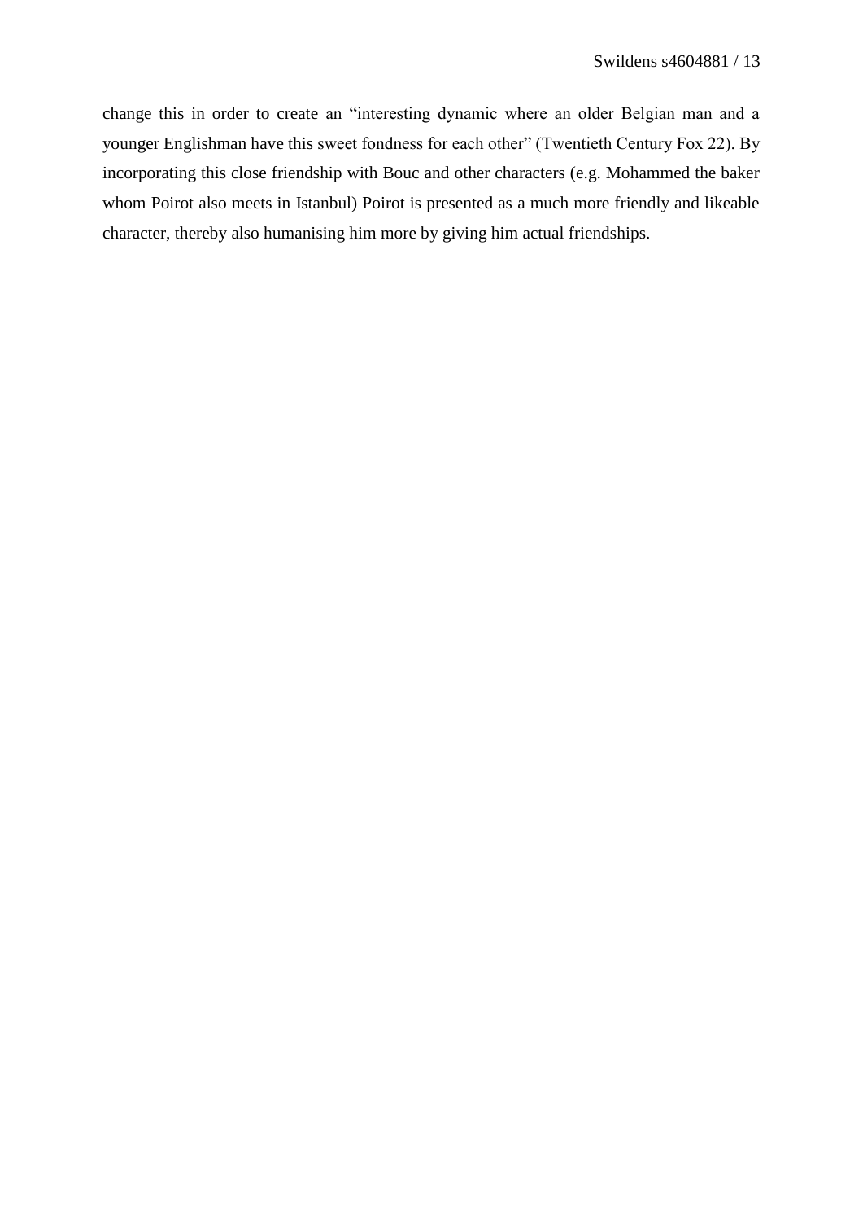change this in order to create an "interesting dynamic where an older Belgian man and a younger Englishman have this sweet fondness for each other" (Twentieth Century Fox 22). By incorporating this close friendship with Bouc and other characters (e.g. Mohammed the baker whom Poirot also meets in Istanbul) Poirot is presented as a much more friendly and likeable character, thereby also humanising him more by giving him actual friendships.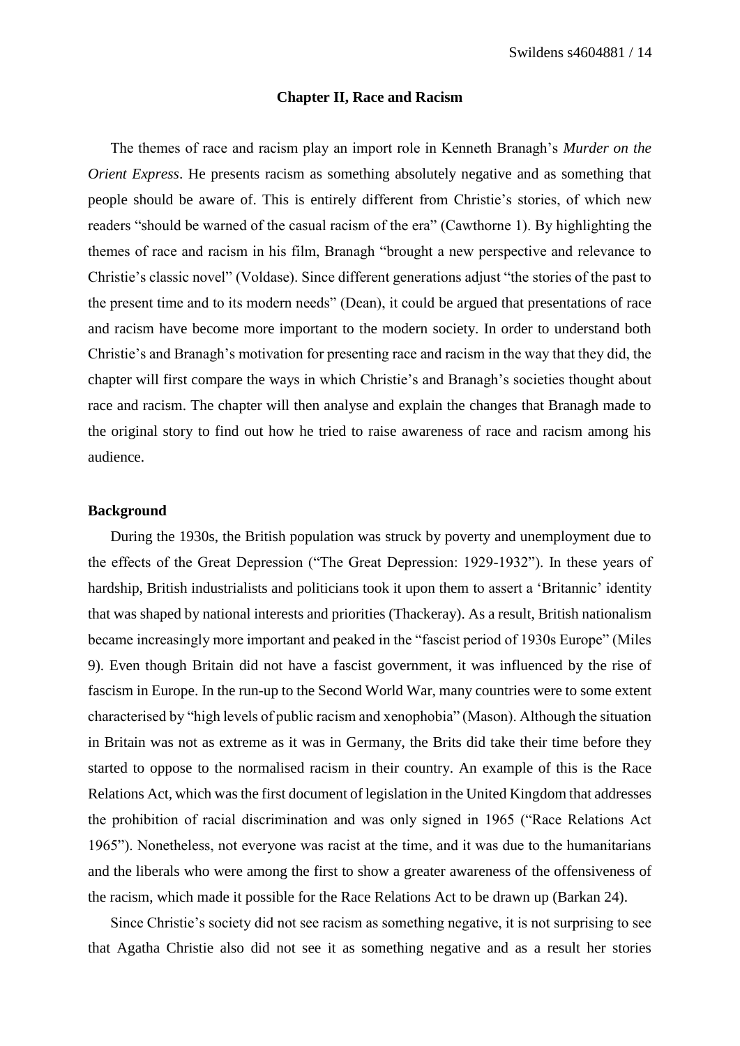## Chapter II, Race and Racism

The themes of race and racism play an import role in Kenneth Branagh's *Murder on the Orient Express*. He presents racism as something absolutely negative and as something that people should be aware of. This is entirely different from Christie's stories, of which new readers "should be warned of the casual racism of the era" (Cawthorne 1). By highlighting the themes of race and racism in his film, Branagh "brought a new perspective and relevance to Christie's classic novel" (Voldase). Since different generations adjust "the stories of the past to the present time and to its modern needs" (Dean), it could be argued that presentations of race and racism have become more important to the modern society. In order to understand both Christie's and Branagh's motivation for presenting race and racism in the way that they did, the chapter will first compare the ways in which Christie's and Branagh's societies thought about race and racism. The chapter will then analyse and explain the changes that Branagh made to the original story to find out how he tried to raise awareness of race and racism among his audience.

### Background

During the 1930s, the British population was struck by poverty and unemployment due to the effects of the Great Depression ("The Great Depression: 1929-1932"). In these years of hardship, British industrialists and politicians took it upon them to assert a 'Britannic' identity that was shaped by national interests and priorities (Thackeray). As a result, British nationalism became increasingly more important and peaked in the "fascist period of 1930s Europe" (Miles 9). Even though Britain did not have a fascist government, it was influenced by the rise of fascism in Europe. In the run-up to the Second World War, many countries were to some extent characterised by "high levels of public racism and xenophobia" (Mason). Although the situation in Britain was not as extreme as it was in Germany, the Brits did take their time before they started to oppose to the normalised racism in their country. An example of this is the Race Relations Act, which was the first document of legislation in the United Kingdom that addresses the prohibition of racial discrimination and was only signed in 1965 ("Race Relations Act 1965"). Nonetheless, not everyone was racist at the time, and it was due to the humanitarians and the liberals who were among the first to show a greater awareness of the offensiveness of the racism, which made it possible for the Race Relations Act to be drawn up (Barkan 24).

Since Christie's society did not see racism as something negative, it is not surprising to see that Agatha Christie also did not see it as something negative and as a result her stories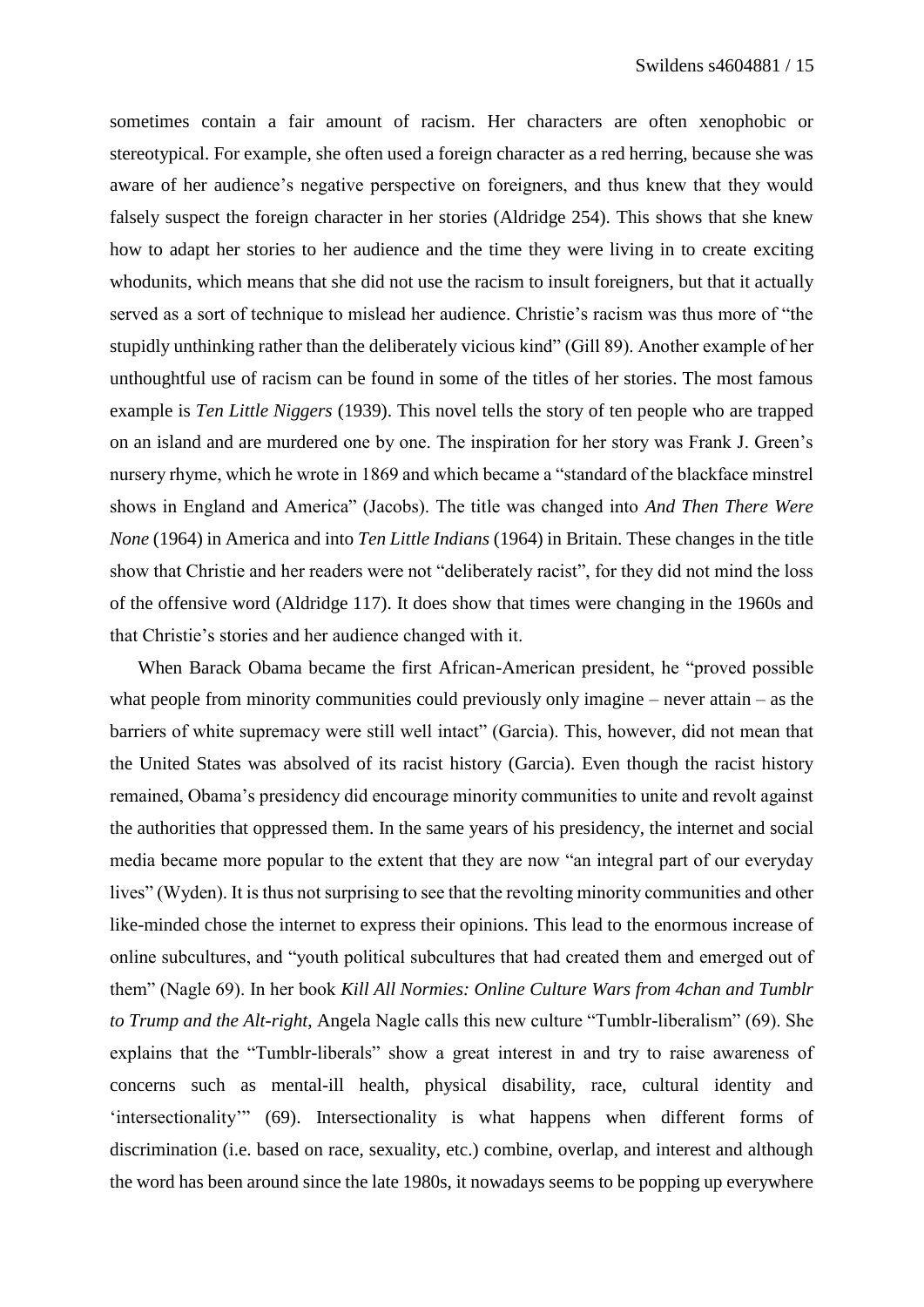sometimes contain a fair amount of racism. Her characters are often xenophobic or stereotypical. For example, she often used a foreign character as a red herring, because she was aware of her audience's negative perspective on foreigners, and thus knew that they would falsely suspect the foreign character in her stories (Aldridge 254). This shows that she knew how to adapt her stories to her audience and the time they were living in to create exciting whodunits, which means that she did not use the racism to insult foreigners, but that it actually served as a sort of technique to mislead her audience. Christie's racism was thus more of "the stupidly unthinking rather than the deliberately vicious kind" (Gill 89). Another example of her unthoughtful use of racism can be found in some of the titles of her stories. The most famous example is *Ten Little Niggers* (1939). This novel tells the story of ten people who are trapped on an island and are murdered one by one. The inspiration for her story was Frank J. Green's nursery rhyme, which he wrote in 1869 and which became a "standard of the blackface minstrel shows in England and America" (Jacobs). The title was changed into *And Then There Were None* (1964) in America and into *Ten Little Indians* (1964) in Britain. These changes in the title show that Christie and her readers were not "deliberately racist", for they did not mind the loss of the offensive word (Aldridge 117). It does show that times were changing in the 1960s and that Christie's stories and her audience changed with it.

When Barack Obama became the first African-American president, he "proved possible what people from minority communities could previously only imagine – never attain – as the barriers of white supremacy were still well intact" (Garcia). This, however, did not mean that the United States was absolved of its racist history (Garcia). Even though the racist history remained, Obama's presidency did encourage minority communities to unite and revolt against the authorities that oppressed them. In the same years of his presidency, the internet and social media became more popular to the extent that they are now "an integral part of our everyday lives" (Wyden). It is thus not surprising to see that the revolting minority communities and other like-minded chose the internet to express their opinions. This lead to the enormous increase of online subcultures, and "youth political subcultures that had created them and emerged out of them" (Nagle 69). In her book *Kill All Normies: Online Culture Wars from 4chan and Tumblr to Trump and the Alt-right*, Angela Nagle calls this new culture "Tumblr-liberalism" (69). She explains that the "Tumblr-liberals" show a great interest in and try to raise awareness of concerns such as mental-ill health, physical disability, race, cultural identity and 'intersectionality'" (69). Intersectionality is what happens when different forms of discrimination (i.e. based on race, sexuality, etc.) combine, overlap, and interest and although the word has been around since the late 1980s, it nowadays seems to be popping up everywhere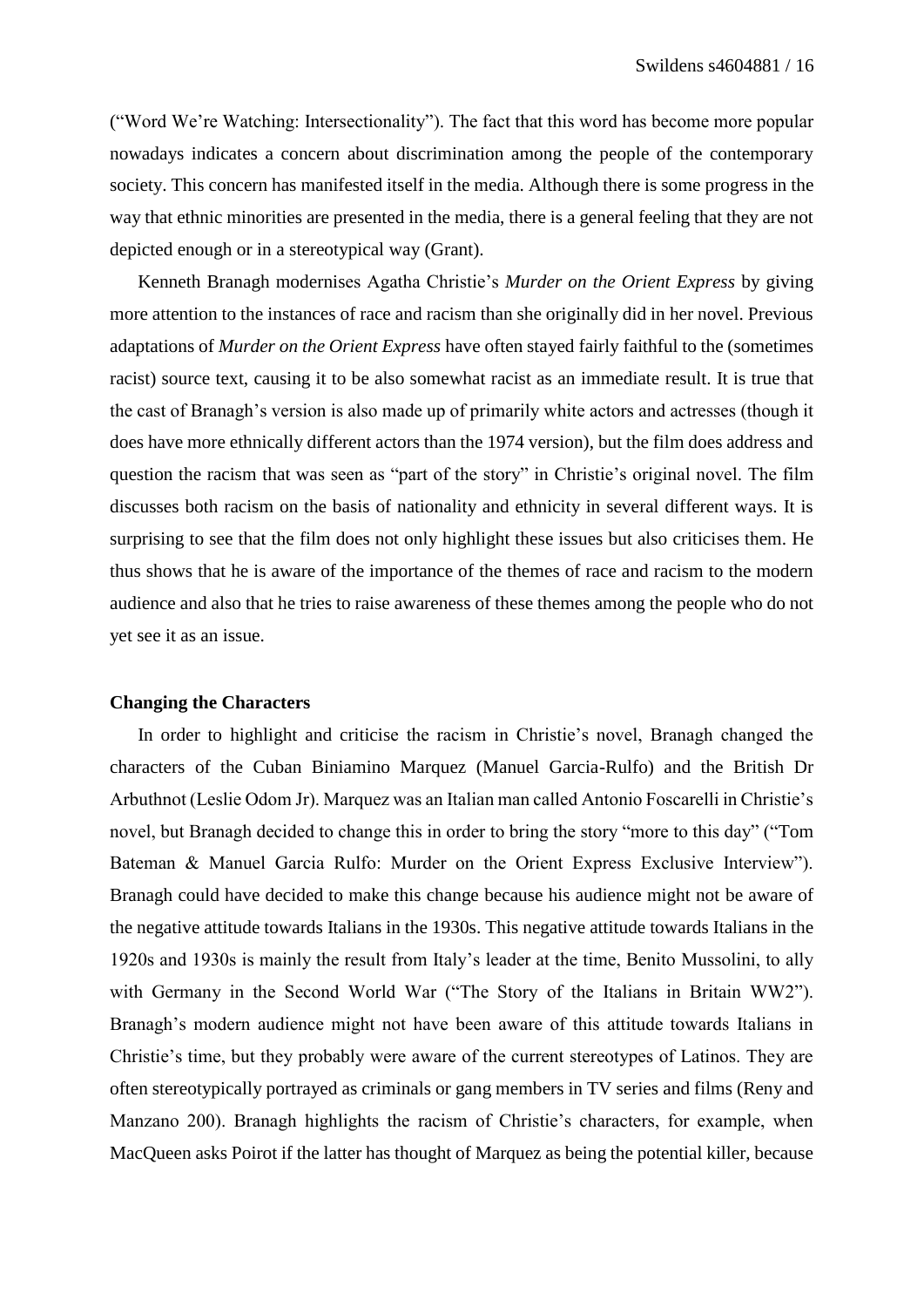("Word We're Watching: Intersectionality"). The fact that this word has become more popular nowadays indicates a concern about discrimination among the people of the contemporary society. This concern has manifested itself in the media. Although there is some progress in the way that ethnic minorities are presented in the media, there is a general feeling that they are not depicted enough or in a stereotypical way (Grant).

Kenneth Branagh modernises Agatha Christie's *Murder on the Orient Express* by giving more attention to the instances of race and racism than she originally did in her novel. Previous adaptations of *Murder on the Orient Express* have often stayed fairly faithful to the (sometimes racist) source text, causing it to be also somewhat racist as an immediate result. It is true that the cast of Branagh's version is also made up of primarily white actors and actresses (though it does have more ethnically different actors than the 1974 version), but the film does address and question the racism that was seen as "part of the story" in Christie's original novel. The film discusses both racism on the basis of nationality and ethnicity in several different ways. It is surprising to see that the film does not only highlight these issues but also criticises them. He thus shows that he is aware of the importance of the themes of race and racism to the modern audience and also that he tries to raise awareness of these themes among the people who do not yet see it as an issue.

**Changing the Characters**

In order to highlight and criticise the racism in Christie's novel, Branagh changed the characters of the Cuban Biniamino Marquez (Manuel Garcia-Rulfo) and the British Dr Arbuthnot (Leslie Odom Jr). Marquez was an Italian man called Antonio Foscarelli in Christie's novel, but Branagh decided to change this in order to bring the story "more to this day" ("Tom Bateman & Manuel Garcia Rulfo: Murder on the Orient Express Exclusive Interview"). Branagh could have decided to make this change because his audience might not be aware of the negative attitude towards Italians in the 1930s. This negative attitude towards Italians in the 1920s and 1930s is mainly the result from Italy's leader at the time, Benito Mussolini, to ally with Germany in the Second World War ("The Story of the Italians in Britain WW2"). Branagh's modern audience might not have been aware of this attitude towards Italians in Christie's time, but they probably were aware of the current stereotypes of Latinos. They are often stereotypically portrayed as criminals or gang members in TV series and films (Reny and Manzano 200). Branagh highlights the racism of Christie's characters, for example, when MacQueen asks Poirot if the latter has thought of Marquez as being the potential killer, because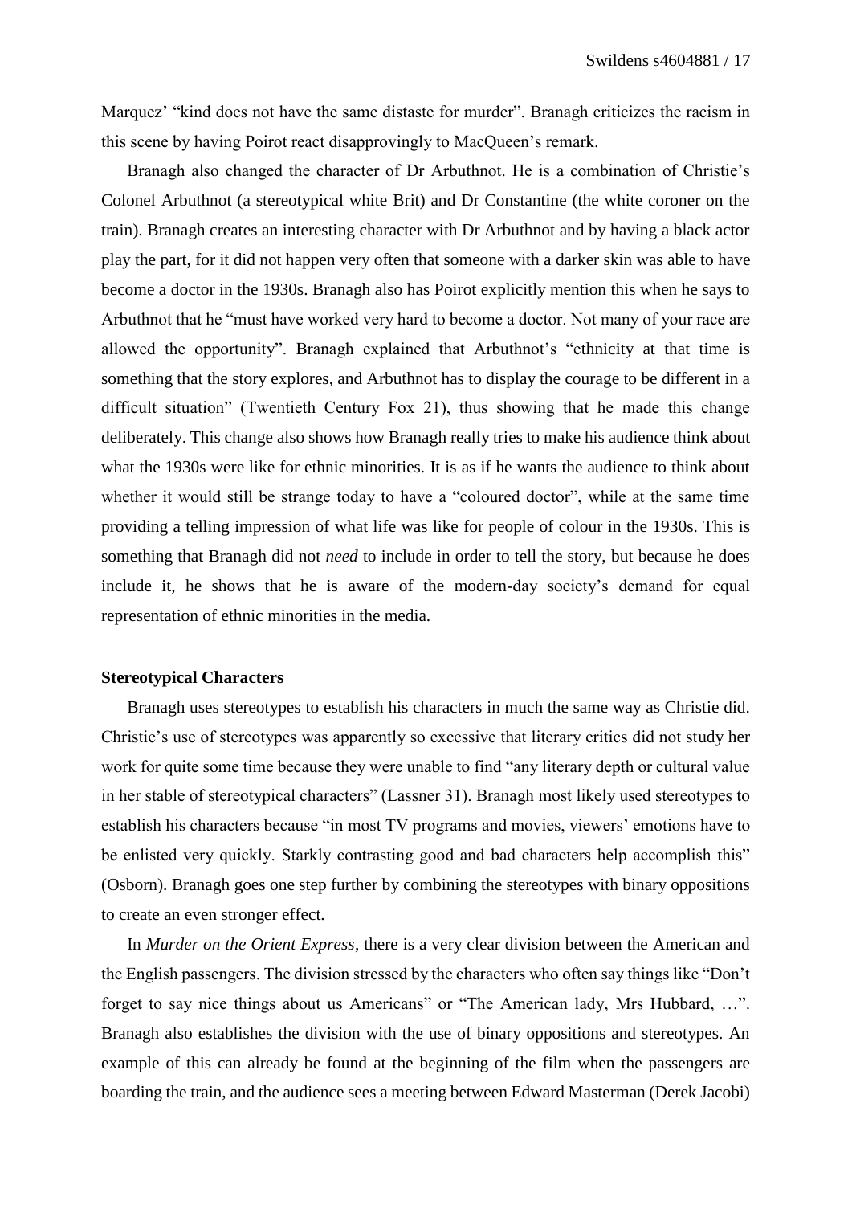Marquez' "kind does not have the same distaste for murder". Branagh criticizes the racism in this scene by having Poirot react disapprovingly to MacQueen's remark.

Branagh also changed the character of Dr Arbuthnot. He is a combination of Christie's Colonel Arbuthnot (a stereotypical white Brit) and Dr Constantine (the white coroner on the train). Branagh creates an interesting character with Dr Arbuthnot and by having a black actor play the part, for it did not happen very often that someone with a darker skin was able to have become a doctor in the 1930s. Branagh also has Poirot explicitly mention this when he says to Arbuthnot that he "must have worked very hard to become a doctor. Not many of your race are allowed the opportunity". Branagh explained that Arbuthnot's "ethnicity at that time is something that the story explores, and Arbuthnot has to display the courage to be different in a difficult situation" (Twentieth Century Fox 21), thus showing that he made this change deliberately. This change also shows how Branagh really tries to make his audience think about what the 1930s were like for ethnic minorities. It is as if he wants the audience to think about whether it would still be strange today to have a "coloured doctor", while at the same time providing a telling impression of what life was like for people of colour in the 1930s. This is something that Branagh did not *need* to include in order to tell the story, but because he does include it, he shows that he is aware of the modern-day society's demand for equal representation of ethnic minorities in the media.

**Stereotypical Characters**

Branagh uses stereotypes to establish his characters in much the same way as Christie did. Christie's use of stereotypes was apparently so excessive that literary critics did not study her work for quite some time because they were unable to find "any literary depth or cultural value in her stable of stereotypical characters" (Lassner 31). Branagh most likely used stereotypes to establish his characters because "in most TV programs and movies, viewers' emotions have to be enlisted very quickly. Starkly contrasting good and bad characters help accomplish this" (Osborn). Branagh goes one step further by combining the stereotypes with binary oppositions to create an even stronger effect.

In *Murder on the Orient Express*, there is a very clear division between the American and the English passengers. The division stressed by the characters who often say things like "Don't forget to say nice things about us Americans" or "The American lady, Mrs Hubbard, …". Branagh also establishes the division with the use of binary oppositions and stereotypes. An example of this can already be found at the beginning of the film when the passengers are boarding the train, and the audience sees a meeting between Edward Masterman (Derek Jacobi)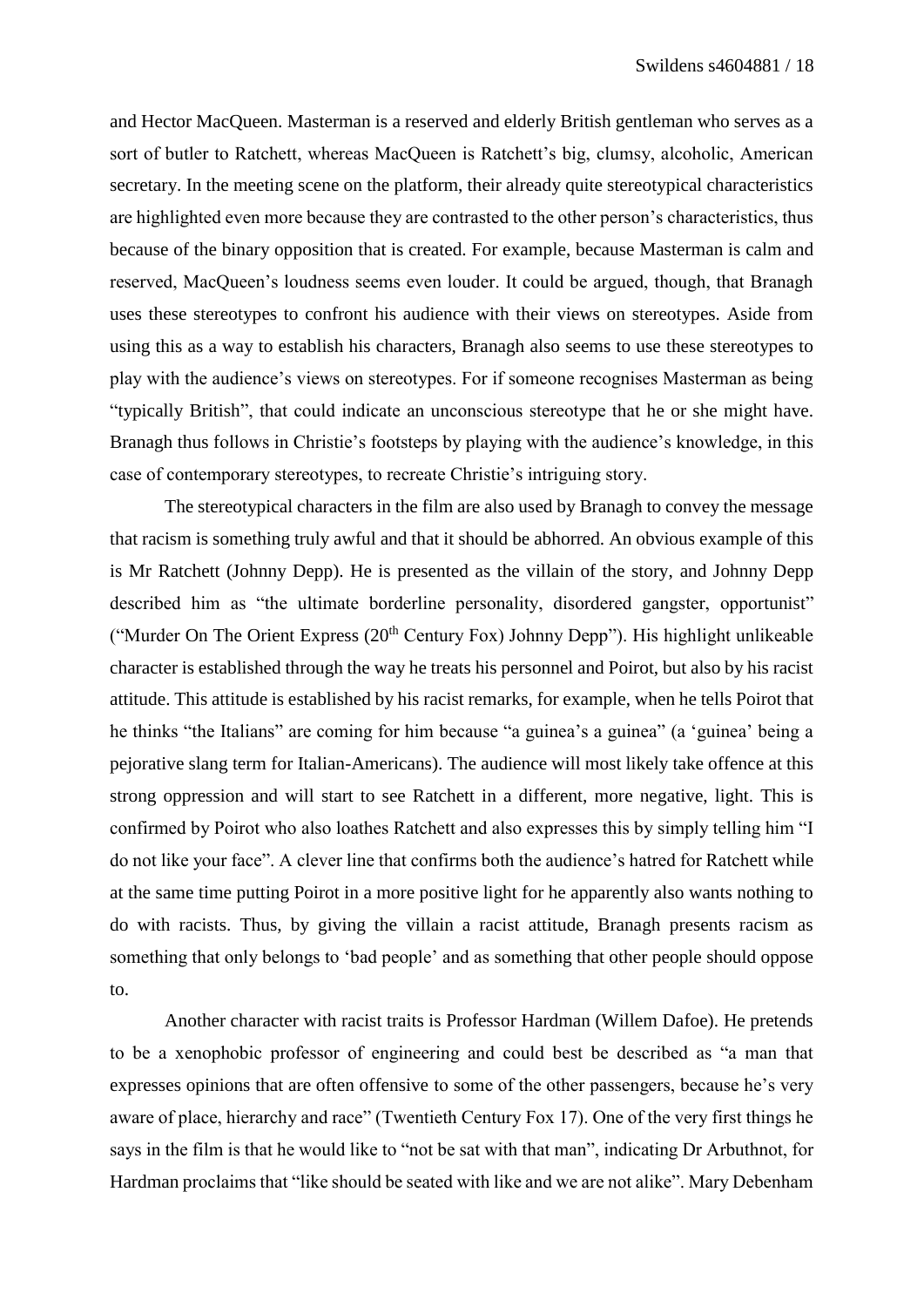and Hector MacQueen. Masterman is a reserved and elderly British gentleman who serves as a sort of butler to Ratchett, whereas MacQueen is Ratchett's big, clumsy, alcoholic, American secretary. In the meeting scene on the platform, their already quite stereotypical characteristics are highlighted even more because they are contrasted to the other person's characteristics, thus because of the binary opposition that is created. For example, because Masterman is calm and reserved, MacQueen's loudness seems even louder. It could be argued, though, that Branagh uses these stereotypes to confront his audience with their views on stereotypes. Aside from using this as a way to establish his characters, Branagh also seems to use these stereotypes to play with the audience's views on stereotypes. For if someone recognises Masterman as being "typically British", that could indicate an unconscious stereotype that he or she might have. Branagh thus follows in Christie's footsteps by playing with the audience's knowledge, in this case of contemporary stereotypes, to recreate Christie's intriguing story.

The stereotypical characters in the film are also used by Branagh to convey the message that racism is something truly awful and that it should be abhorred. An obvious example of this is Mr Ratchett (Johnny Depp). He is presented as the villain of the story, and Johnny Depp described him as "the ultimate borderline personality, disordered gangster, opportunist" ("Murder On The Orient Express (20th Century Fox) Johnny Depp"). His highlight unlikeable character is established through the way he treats his personnel and Poirot, but also by his racist attitude. This attitude is established by his racist remarks, for example, when he tells Poirot that he thinks "the Italians" are coming for him because "a guinea's a guinea" (a 'guinea' being a pejorative slang term for Italian-Americans). The audience will most likely take offence at this strong oppression and will start to see Ratchett in a different, more negative, light. This is confirmed by Poirot who also loathes Ratchett and also expresses this by simply telling him "I do not like your face". A clever line that confirms both the audience's hatred for Ratchett while at the same time putting Poirot in a more positive light for he apparently also wants nothing to do with racists. Thus, by giving the villain a racist attitude, Branagh presents racism as something that only belongs to 'bad people' and as something that other people should oppose to.

Another character with racist traits is Professor Hardman (Willem Dafoe). He pretends to be a xenophobic professor of engineering and could best be described as "a man that expresses opinions that are often offensive to some of the other passengers, because he's very aware of place, hierarchy and race" (Twentieth Century Fox 17). One of the very first things he says in the film is that he would like to "not be sat with that man", indicating Dr Arbuthnot, for Hardman proclaims that "like should be seated with like and we are not alike". Mary Debenham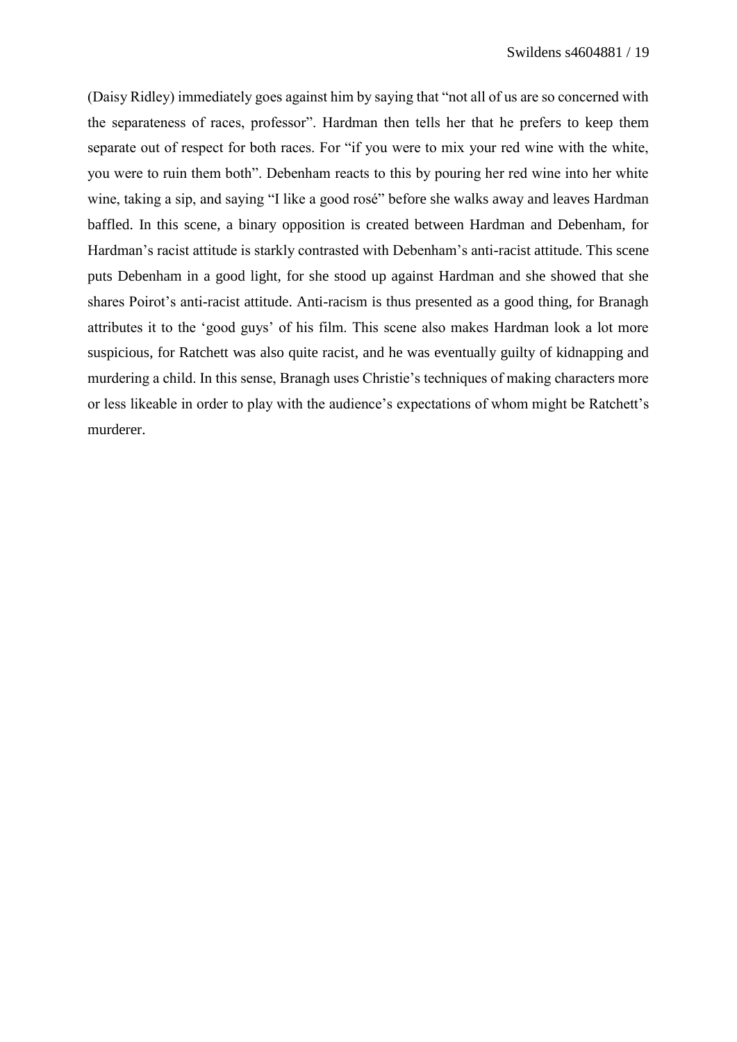(Daisy Ridley) immediately goes against him by saying that "not all of us are so concerned with the separateness of races, professor". Hardman then tells her that he prefers to keep them separate out of respect for both races. For "if you were to mix your red wine with the white, you were to ruin them both". Debenham reacts to this by pouring her red wine into her white wine, taking a sip, and saying "I like a good rosé" before she walks away and leaves Hardman baffled. In this scene, a binary opposition is created between Hardman and Debenham, for Hardman's racist attitude is starkly contrasted with Debenham's anti-racist attitude. This scene puts Debenham in a good light, for she stood up against Hardman and she showed that she shares Poirot's anti-racist attitude. Anti-racism is thus presented as a good thing, for Branagh attributes it to the 'good guys' of his film. This scene also makes Hardman look a lot more suspicious, for Ratchett was also quite racist, and he was eventually guilty of kidnapping and murdering a child. In this sense, Branagh uses Christie's techniques of making characters more or less likeable in order to play with the audience's expectations of whom might be Ratchett's murderer.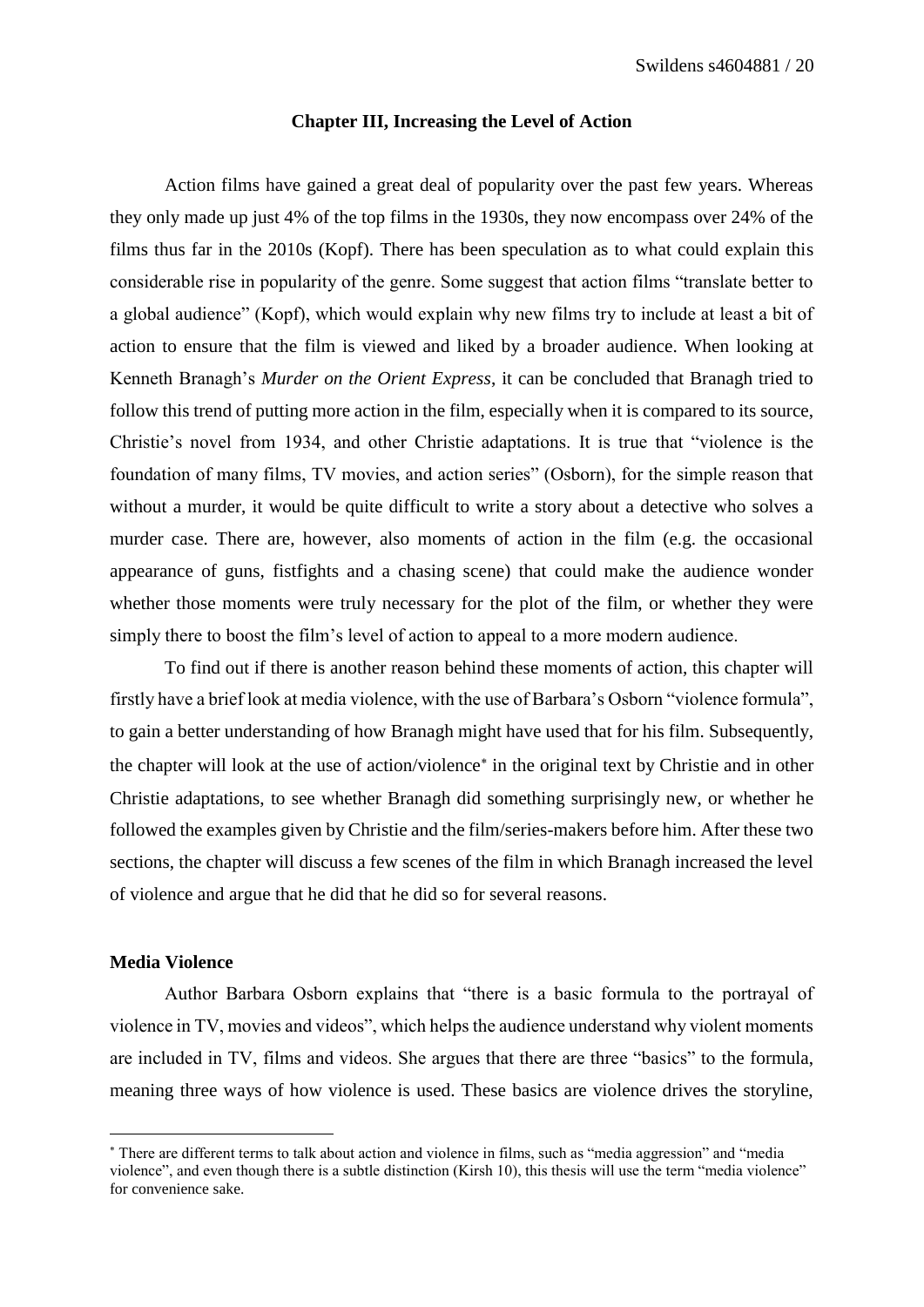## Chapter III, Increasing the Level of Action

Action films have gained a great deal of popularity over the past few years. Whereas they only made up just 4% of the top films in the 1930s, they now encompass over 24% of the films thus far in the 2010s (Kopf). There has been speculation as to what could explain this considerable rise in popularity of the genre. Some suggest that action films "translate better to a global audience" (Kopf), which would explain why new films try to include at least a bit of action to ensure that the film is viewed and liked by a broader audience. When looking at Kenneth Branagh's *Murder on the Orient Express*, it can be concluded that Branagh tried to follow this trend of putting more action in the film, especially when it is compared to its source, Christie's novel from 1934, and other Christie adaptations. It is true that "violence is the foundation of many films, TV movies, and action series" (Osborn), for the simple reason that without a murder, it would be quite difficult to write a story about a detective who solves a murder case. There are, however, also moments of action in the film (e.g. the occasional appearance of guns, fistfights and a chasing scene) that could make the audience wonder whether those moments were truly necessary for the plot of the film, or whether they were simply there to boost the film's level of action to appeal to a more modern audience.

To find out if there is another reason behind these moments of action, this chapter will firstly have a brief look at media violence, with the use of Barbara's Osborn "violence formula", to gain a better understanding of how Branagh might have used that for his film. Subsequently, the chapter will look at the use of action/violence* in the original text by Christie and in other Christie adaptations, to see whether Branagh did something surprisingly new, or whether he followed the examples given by Christie and the film/series-makers before him. After these two sections, the chapter will discuss a few scenes of the film in which Branagh increased the level of violence and argue that he did that he did so for several reasons.

### Media Violence

Author Barbara Osborn explains that "there is a basic formula to the portrayal of violence in TV, movies and videos", which helps the audience understand why violent moments are included in TV, films and videos. She argues that there are three "basics" to the formula, meaning three ways of how violence is used. These basics are violence drives the storyline,

* There are different terms to talk about action and violence in films, such as "media aggression" and "media violence", and even though there is a subtle distinction (Kirsh 10), this thesis will use the term "media violence" for convenience sake.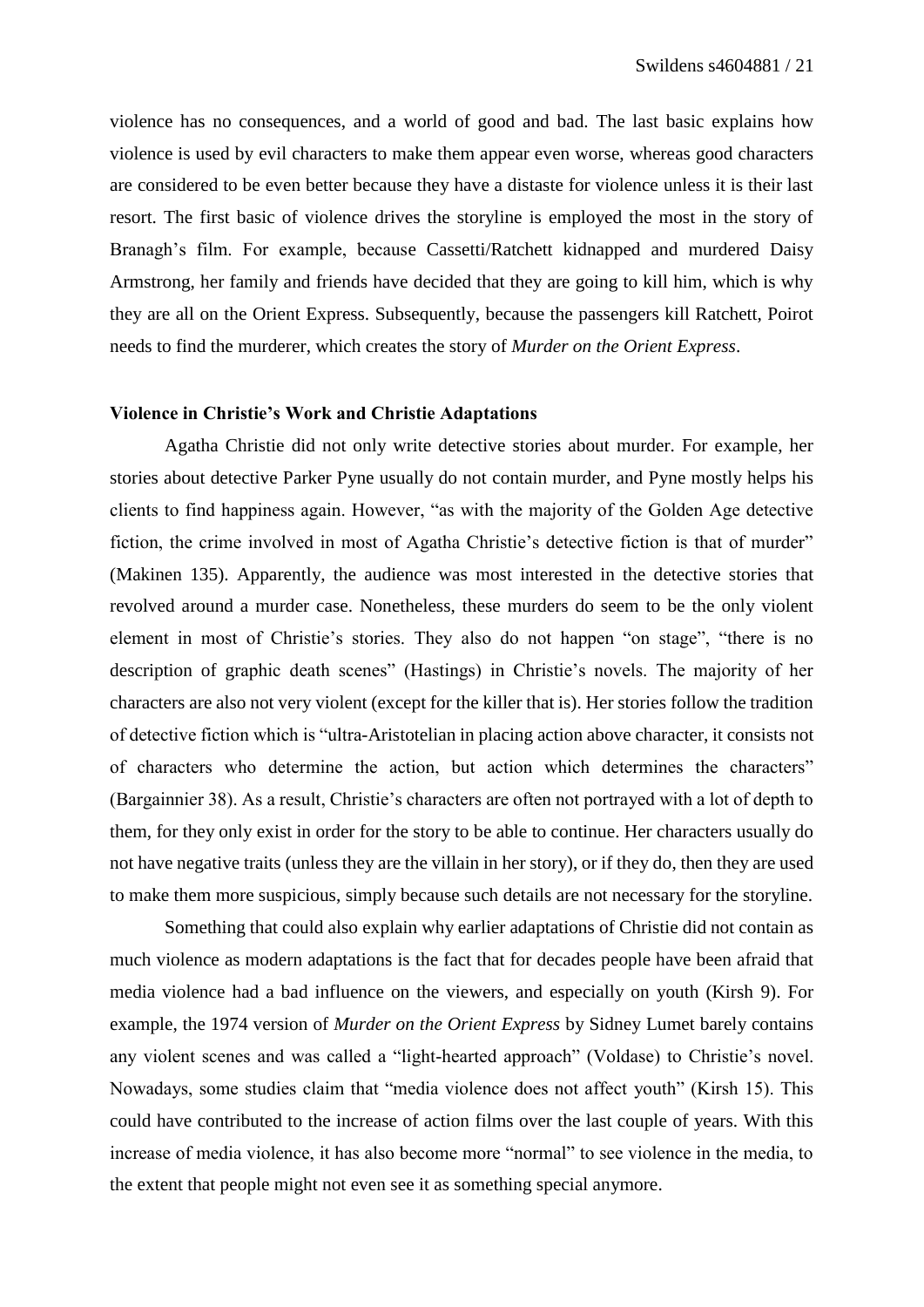violence has no consequences, and a world of good and bad. The last basic explains how violence is used by evil characters to make them appear even worse, whereas good characters are considered to be even better because they have a distaste for violence unless it is their last resort. The first basic of violence drives the storyline is employed the most in the story of Branagh's film. For example, because Cassetti/Ratchett kidnapped and murdered Daisy Armstrong, her family and friends have decided that they are going to kill him, which is why they are all on the Orient Express. Subsequently, because the passengers kill Ratchett, Poirot needs to find the murderer, which creates the story of *Murder on the Orient Express*.

**Violence in Christie's Work and Christie Adaptations**

Agatha Christie did not only write detective stories about murder. For example, her stories about detective Parker Pyne usually do not contain murder, and Pyne mostly helps his clients to find happiness again. However, "as with the majority of the Golden Age detective fiction, the crime involved in most of Agatha Christie's detective fiction is that of murder" (Makinen 135). Apparently, the audience was most interested in the detective stories that revolved around a murder case. Nonetheless, these murders do seem to be the only violent element in most of Christie's stories. They also do not happen "on stage", "there is no description of graphic death scenes" (Hastings) in Christie's novels. The majority of her characters are also not very violent (except for the killer that is). Her stories follow the tradition of detective fiction which is "ultra-Aristotelian in placing action above character, it consists not of characters who determine the action, but action which determines the characters" (Bargainnier 38). As a result, Christie's characters are often not portrayed with a lot of depth to them, for they only exist in order for the story to be able to continue. Her characters usually do not have negative traits (unless they are the villain in her story), or if they do, then they are used to make them more suspicious, simply because such details are not necessary for the storyline.

Something that could also explain why earlier adaptations of Christie did not contain as much violence as modern adaptations is the fact that for decades people have been afraid that media violence had a bad influence on the viewers, and especially on youth (Kirsh 9). For example, the 1974 version of *Murder on the Orient Express* by Sidney Lumet barely contains any violent scenes and was called a "light-hearted approach" (Voldase) to Christie's novel. Nowadays, some studies claim that "media violence does not affect youth" (Kirsh 15). This could have contributed to the increase of action films over the last couple of years. With this increase of media violence, it has also become more "normal" to see violence in the media, to the extent that people might not even see it as something special anymore.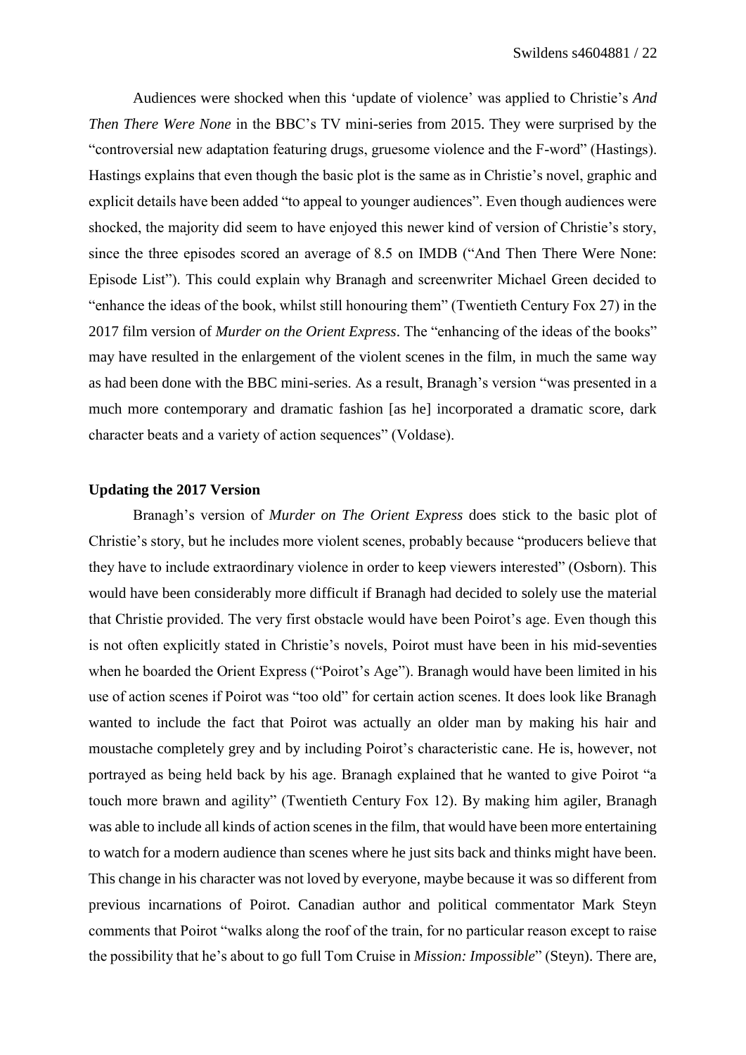Audiences were shocked when this 'update of violence' was applied to Christie's *And Then There Were None* in the BBC's TV mini-series from 2015. They were surprised by the "controversial new adaptation featuring drugs, gruesome violence and the F-word" (Hastings). Hastings explains that even though the basic plot is the same as in Christie's novel, graphic and explicit details have been added "to appeal to younger audiences". Even though audiences were shocked, the majority did seem to have enjoyed this newer kind of version of Christie's story, since the three episodes scored an average of 8.5 on IMDB ("And Then There Were None: Episode List"). This could explain why Branagh and screenwriter Michael Green decided to "enhance the ideas of the book, whilst still honouring them" (Twentieth Century Fox 27) in the 2017 film version of *Murder on the Orient Express*. The "enhancing of the ideas of the books" may have resulted in the enlargement of the violent scenes in the film, in much the same way as had been done with the BBC mini-series. As a result, Branagh's version "was presented in a much more contemporary and dramatic fashion [as he] incorporated a dramatic score, dark character beats and a variety of action sequences" (Voldase).

## Updating the 2017 Version

Branagh's version of *Murder on The Orient Express* does stick to the basic plot of Christie's story, but he includes more violent scenes, probably because "producers believe that they have to include extraordinary violence in order to keep viewers interested" (Osborn). This would have been considerably more difficult if Branagh had decided to solely use the material that Christie provided. The very first obstacle would have been Poirot's age. Even though this is not often explicitly stated in Christie's novels, Poirot must have been in his mid-seventies when he boarded the Orient Express ("Poirot's Age"). Branagh would have been limited in his use of action scenes if Poirot was "too old" for certain action scenes. It does look like Branagh wanted to include the fact that Poirot was actually an older man by making his hair and moustache completely grey and by including Poirot's characteristic cane. He is, however, not portrayed as being held back by his age. Branagh explained that he wanted to give Poirot "a touch more brawn and agility" (Twentieth Century Fox 12). By making him agiler, Branagh was able to include all kinds of action scenes in the film, that would have been more entertaining to watch for a modern audience than scenes where he just sits back and thinks might have been. This change in his character was not loved by everyone, maybe because it was so different from previous incarnations of Poirot. Canadian author and political commentator Mark Steyn comments that Poirot "walks along the roof of the train, for no particular reason except to raise the possibility that he's about to go full Tom Cruise in *Mission: Impossible*" (Steyn). There are,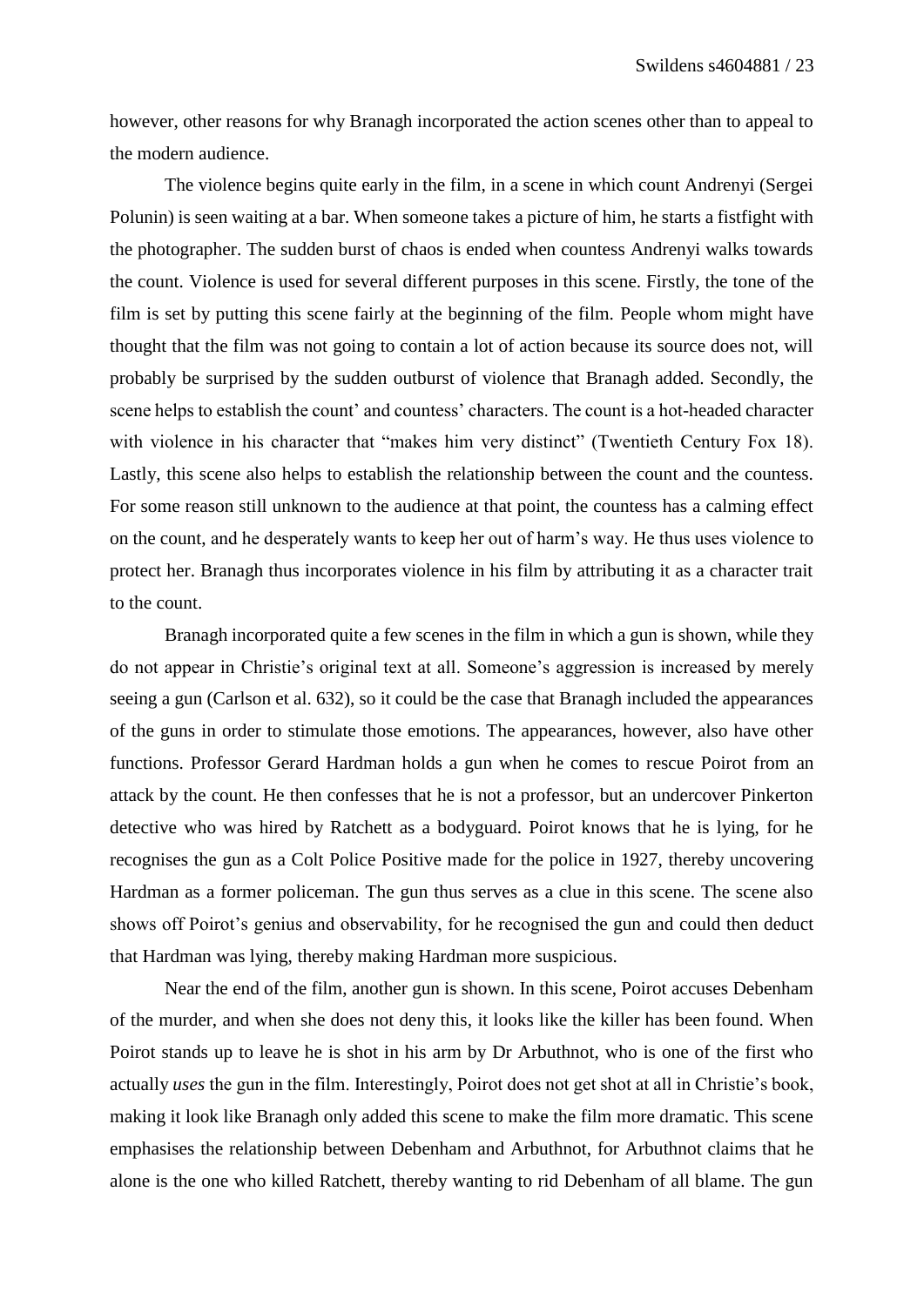however, other reasons for why Branagh incorporated the action scenes other than to appeal to the modern audience.

The violence begins quite early in the film, in a scene in which count Andrenyi (Sergei Polunin) is seen waiting at a bar. When someone takes a picture of him, he starts a fistfight with the photographer. The sudden burst of chaos is ended when countess Andrenyi walks towards the count. Violence is used for several different purposes in this scene. Firstly, the tone of the film is set by putting this scene fairly at the beginning of the film. People whom might have thought that the film was not going to contain a lot of action because its source does not, will probably be surprised by the sudden outburst of violence that Branagh added. Secondly, the scene helps to establish the count' and countess' characters. The count is a hot-headed character with violence in his character that "makes him very distinct" (Twentieth Century Fox 18). Lastly, this scene also helps to establish the relationship between the count and the countess. For some reason still unknown to the audience at that point, the countess has a calming effect on the count, and he desperately wants to keep her out of harm's way. He thus uses violence to protect her. Branagh thus incorporates violence in his film by attributing it as a character trait to the count.

Branagh incorporated quite a few scenes in the film in which a gun is shown, while they do not appear in Christie's original text at all. Someone's aggression is increased by merely seeing a gun (Carlson et al. 632), so it could be the case that Branagh included the appearances of the guns in order to stimulate those emotions. The appearances, however, also have other functions. Professor Gerard Hardman holds a gun when he comes to rescue Poirot from an attack by the count. He then confesses that he is not a professor, but an undercover Pinkerton detective who was hired by Ratchett as a bodyguard. Poirot knows that he is lying, for he recognises the gun as a Colt Police Positive made for the police in 1927, thereby uncovering Hardman as a former policeman. The gun thus serves as a clue in this scene. The scene also shows off Poirot's genius and observability, for he recognised the gun and could then deduct that Hardman was lying, thereby making Hardman more suspicious.

Near the end of the film, another gun is shown. In this scene, Poirot accuses Debenham of the murder, and when she does not deny this, it looks like the killer has been found. When Poirot stands up to leave he is shot in his arm by Dr Arbuthnot, who is one of the first who actually *uses* the gun in the film. Interestingly, Poirot does not get shot at all in Christie's book, making it look like Branagh only added this scene to make the film more dramatic. This scene emphasises the relationship between Debenham and Arbuthnot, for Arbuthnot claims that he alone is the one who killed Ratchett, thereby wanting to rid Debenham of all blame. The gun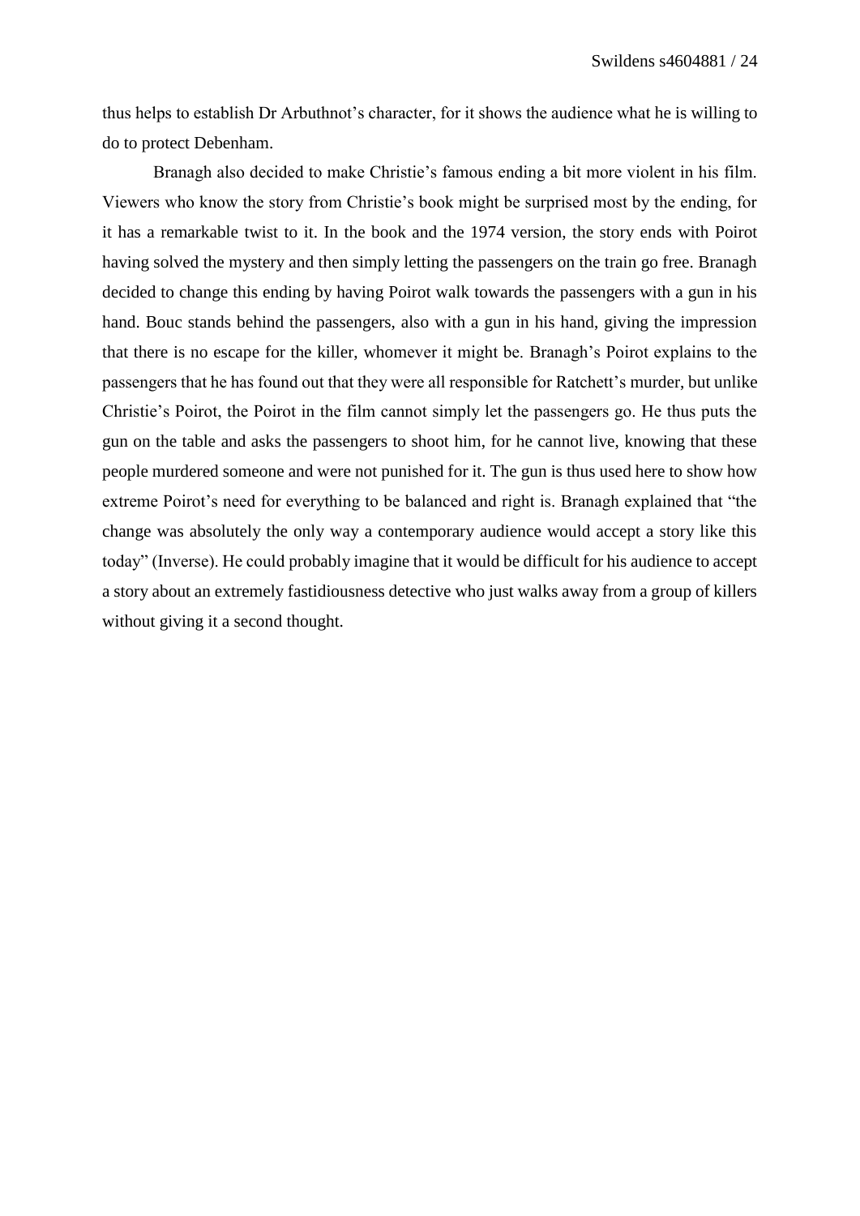thus helps to establish Dr Arbuthnot's character, for it shows the audience what he is willing to do to protect Debenham.

Branagh also decided to make Christie's famous ending a bit more violent in his film. Viewers who know the story from Christie's book might be surprised most by the ending, for it has a remarkable twist to it. In the book and the 1974 version, the story ends with Poirot having solved the mystery and then simply letting the passengers on the train go free. Branagh decided to change this ending by having Poirot walk towards the passengers with a gun in his hand. Bouc stands behind the passengers, also with a gun in his hand, giving the impression that there is no escape for the killer, whomever it might be. Branagh's Poirot explains to the passengers that he has found out that they were all responsible for Ratchett's murder, but unlike Christie's Poirot, the Poirot in the film cannot simply let the passengers go. He thus puts the gun on the table and asks the passengers to shoot him, for he cannot live, knowing that these people murdered someone and were not punished for it. The gun is thus used here to show how extreme Poirot's need for everything to be balanced and right is. Branagh explained that "the change was absolutely the only way a contemporary audience would accept a story like this today" (Inverse). He could probably imagine that it would be difficult for his audience to accept a story about an extremely fastidiousness detective who just walks away from a group of killers without giving it a second thought.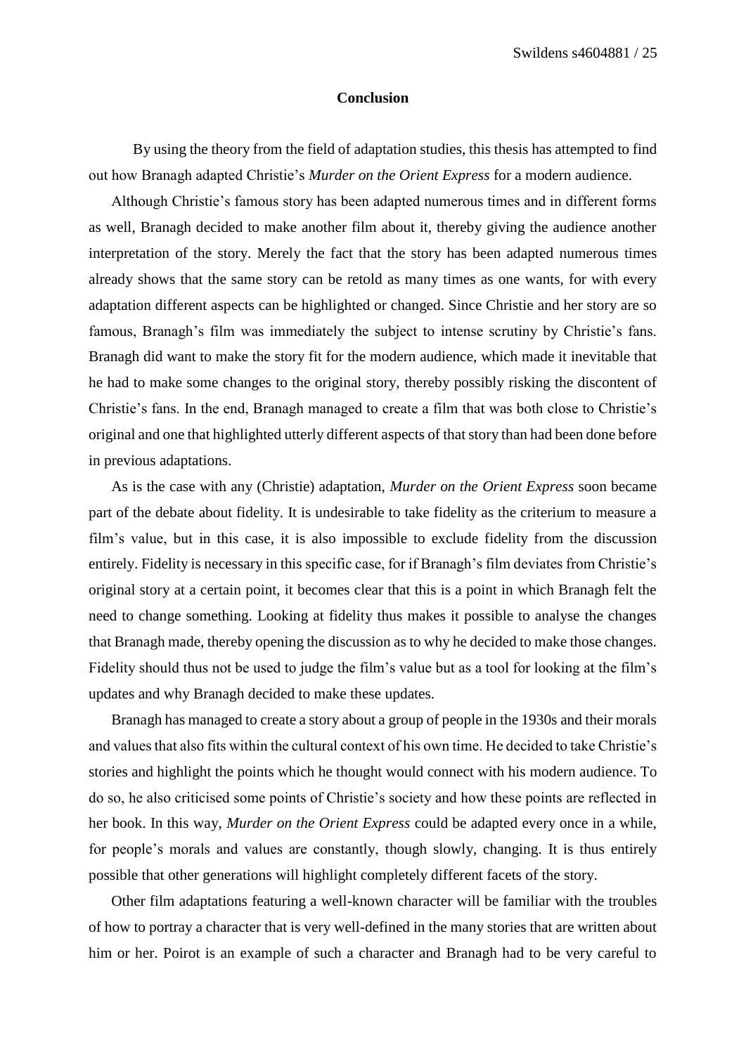## Conclusion

By using the theory from the field of adaptation studies, this thesis has attempted to find out how Branagh adapted Christie's *Murder on the Orient Express* for a modern audience.

Although Christie's famous story has been adapted numerous times and in different forms as well, Branagh decided to make another film about it, thereby giving the audience another interpretation of the story. Merely the fact that the story has been adapted numerous times already shows that the same story can be retold as many times as one wants, for with every adaptation different aspects can be highlighted or changed. Since Christie and her story are so famous, Branagh's film was immediately the subject to intense scrutiny by Christie's fans. Branagh did want to make the story fit for the modern audience, which made it inevitable that he had to make some changes to the original story, thereby possibly risking the discontent of Christie's fans. In the end, Branagh managed to create a film that was both close to Christie's original and one that highlighted utterly different aspects of that story than had been done before in previous adaptations.

As is the case with any (Christie) adaptation, *Murder on the Orient Express* soon became part of the debate about fidelity. It is undesirable to take fidelity as the criterium to measure a film's value, but in this case, it is also impossible to exclude fidelity from the discussion entirely. Fidelity is necessary in this specific case, for if Branagh's film deviates from Christie's original story at a certain point, it becomes clear that this is a point in which Branagh felt the need to change something. Looking at fidelity thus makes it possible to analyse the changes that Branagh made, thereby opening the discussion as to why he decided to make those changes. Fidelity should thus not be used to judge the film's value but as a tool for looking at the film's updates and why Branagh decided to make these updates.

Branagh has managed to create a story about a group of people in the 1930s and their morals and values that also fits within the cultural context of his own time. He decided to take Christie's stories and highlight the points which he thought would connect with his modern audience. To do so, he also criticised some points of Christie's society and how these points are reflected in her book. In this way, *Murder on the Orient Express* could be adapted every once in a while, for people's morals and values are constantly, though slowly, changing. It is thus entirely possible that other generations will highlight completely different facets of the story.

Other film adaptations featuring a well-known character will be familiar with the troubles of how to portray a character that is very well-defined in the many stories that are written about him or her. Poirot is an example of such a character and Branagh had to be very careful to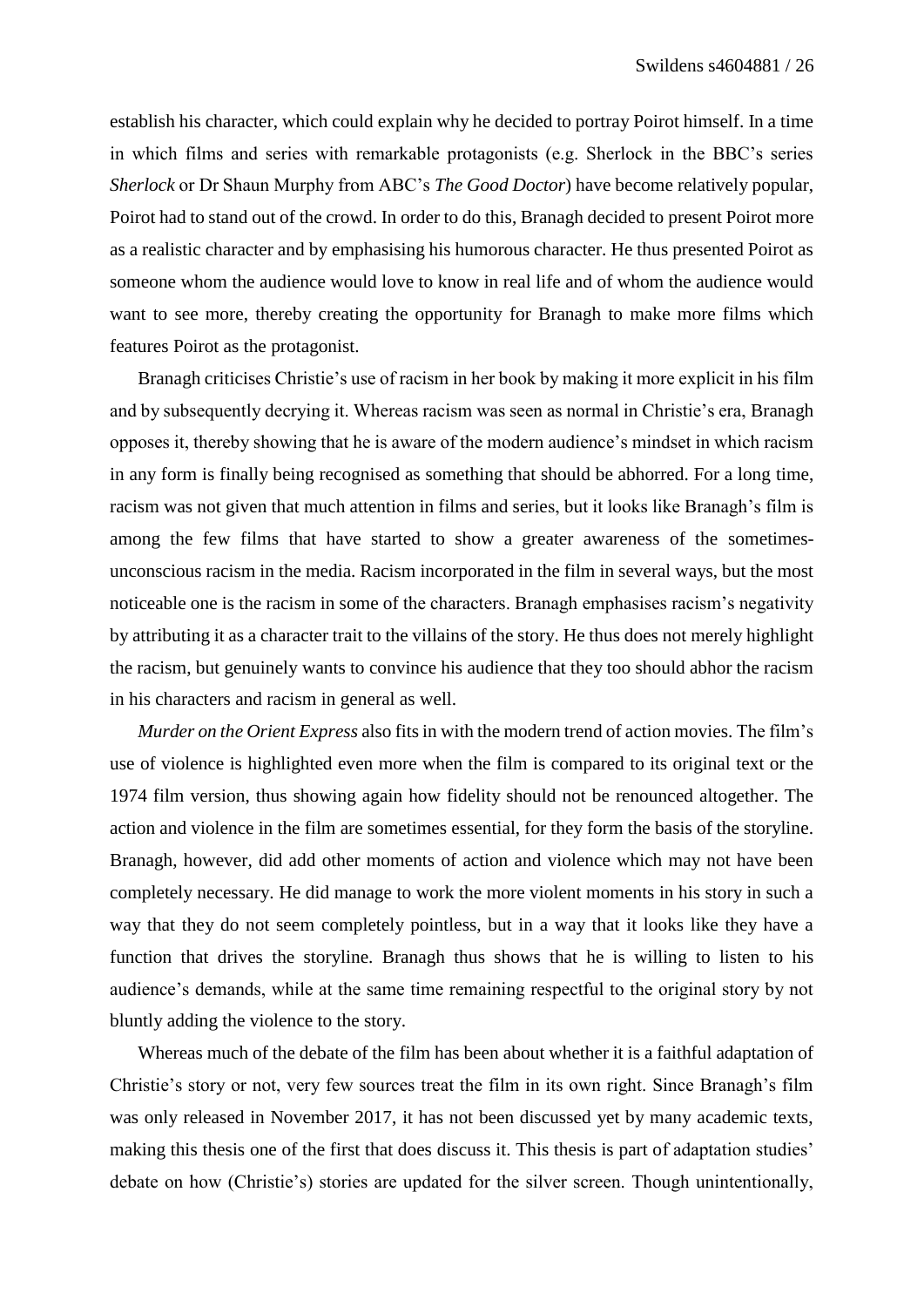establish his character, which could explain why he decided to portray Poirot himself. In a time in which films and series with remarkable protagonists (e.g. Sherlock in the BBC's series *Sherlock* or Dr Shaun Murphy from ABC's *The Good Doctor*) have become relatively popular, Poirot had to stand out of the crowd. In order to do this, Branagh decided to present Poirot more as a realistic character and by emphasising his humorous character. He thus presented Poirot as someone whom the audience would love to know in real life and of whom the audience would want to see more, thereby creating the opportunity for Branagh to make more films which features Poirot as the protagonist.

Branagh criticises Christie's use of racism in her book by making it more explicit in his film and by subsequently decrying it. Whereas racism was seen as normal in Christie's era, Branagh opposes it, thereby showing that he is aware of the modern audience's mindset in which racism in any form is finally being recognised as something that should be abhorred. For a long time, racism was not given that much attention in films and series, but it looks like Branagh's film is among the few films that have started to show a greater awareness of the sometimes-unconscious racism in the media. Racism incorporated in the film in several ways, but the most noticeable one is the racism in some of the characters. Branagh emphasises racism's negativity by attributing it as a character trait to the villains of the story. He thus does not merely highlight the racism, but genuinely wants to convince his audience that they too should abhor the racism in his characters and racism in general as well.

*Murder on the Orient Express* also fits in with the modern trend of action movies. The film's use of violence is highlighted even more when the film is compared to its original text or the 1974 film version, thus showing again how fidelity should not be renounced altogether. The action and violence in the film are sometimes essential, for they form the basis of the storyline. Branagh, however, did add other moments of action and violence which may not have been completely necessary. He did manage to work the more violent moments in his story in such a way that they do not seem completely pointless, but in a way that it looks like they have a function that drives the storyline. Branagh thus shows that he is willing to listen to his audience's demands, while at the same time remaining respectful to the original story by not bluntly adding the violence to the story.

Whereas much of the debate of the film has been about whether it is a faithful adaptation of Christie's story or not, very few sources treat the film in its own right. Since Branagh's film was only released in November 2017, it has not been discussed yet by many academic texts, making this thesis one of the first that does discuss it. This thesis is part of adaptation studies' debate on how (Christie's) stories are updated for the silver screen. Though unintentionally,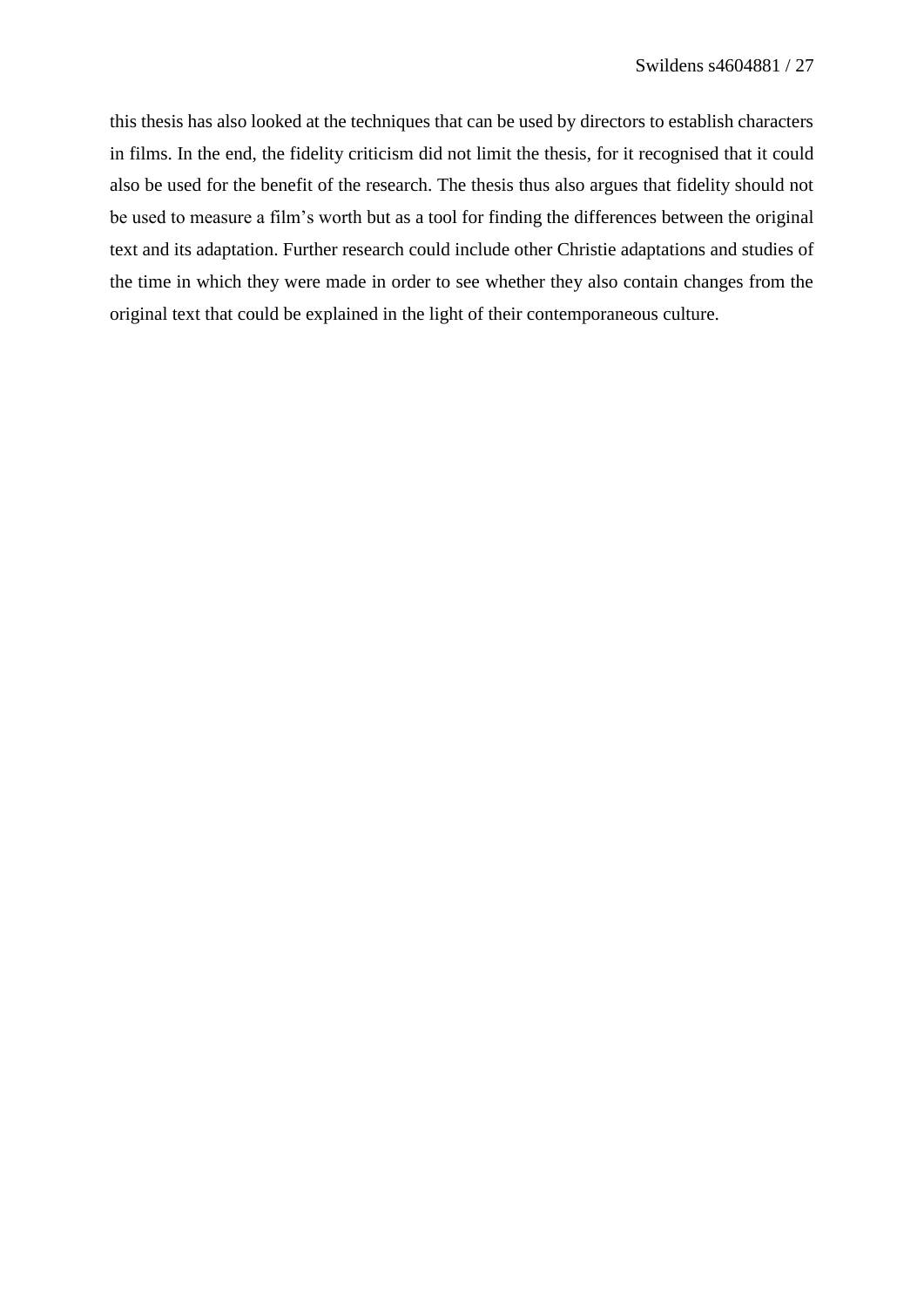this thesis has also looked at the techniques that can be used by directors to establish characters in films. In the end, the fidelity criticism did not limit the thesis, for it recognised that it could also be used for the benefit of the research. The thesis thus also argues that fidelity should not be used to measure a film's worth but as a tool for finding the differences between the original text and its adaptation. Further research could include other Christie adaptations and studies of the time in which they were made in order to see whether they also contain changes from the original text that could be explained in the light of their contemporaneous culture.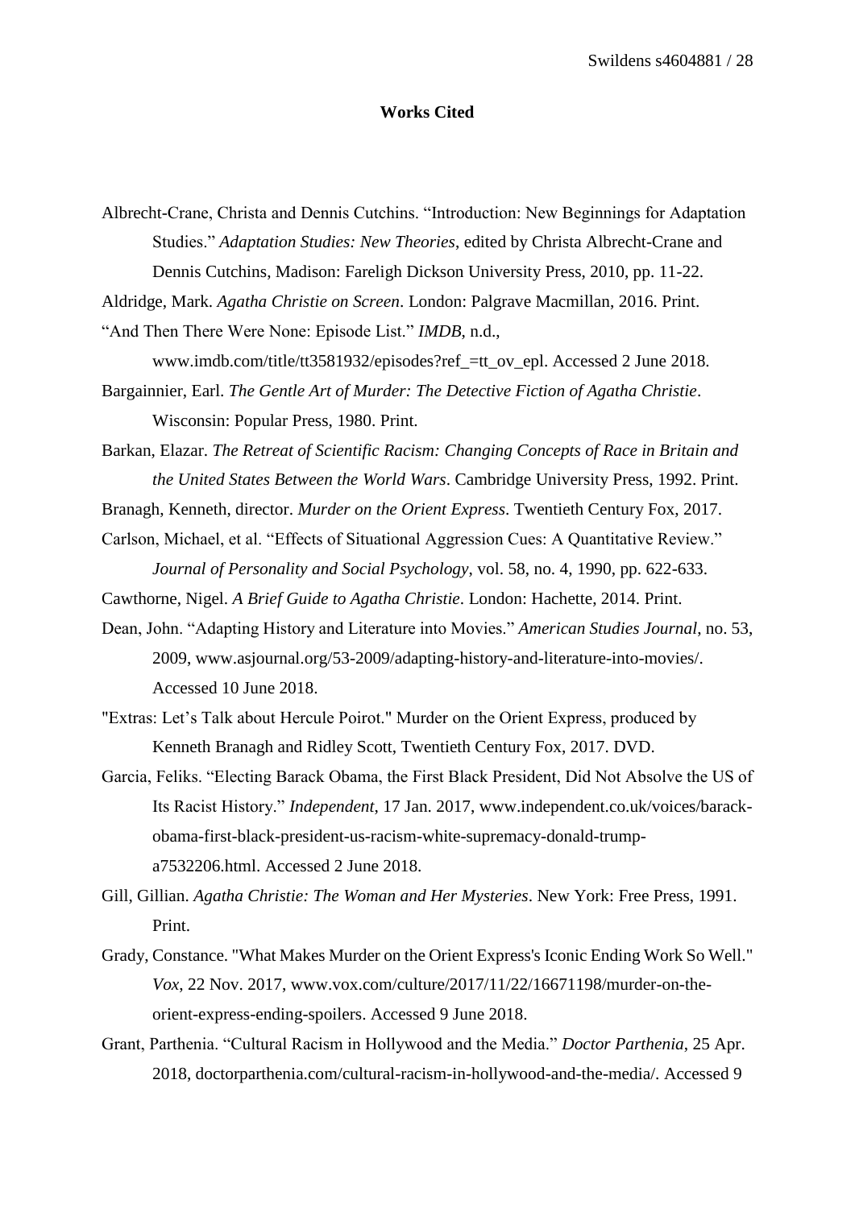## Works Cited

Albrecht-Crane, Christa and Dennis Cutchins. "Introduction: New Beginnings for Adaptation Studies." *Adaptation Studies: New Theories*, edited by Christa Albrecht-Crane and Dennis Cutchins, Madison: Fareligh Dickson University Press, 2010, pp. 11-22.

Aldridge, Mark. *Agatha Christie on Screen*. London: Palgrave Macmillan, 2016. Print.

"And Then There Were None: Episode List." *IMDB*, n.d., www.imdb.com/title/tt3581932/episodes?ref_=tt_ov_epl. Accessed 2 June 2018.

Bargainnier, Earl. *The Gentle Art of Murder: The Detective Fiction of Agatha Christie*. Wisconsin: Popular Press, 1980. Print.

Barkan, Elazar. *The Retreat of Scientific Racism: Changing Concepts of Race in Britain and the United States Between the World Wars*. Cambridge University Press, 1992. Print.

Branagh, Kenneth, director. *Murder on the Orient Express*. Twentieth Century Fox, 2017.

Carlson, Michael, et al. "Effects of Situational Aggression Cues: A Quantitative Review." *Journal of Personality and Social Psychology*, vol. 58, no. 4, 1990, pp. 622-633.

Cawthorne, Nigel. *A Brief Guide to Agatha Christie*. London: Hachette, 2014. Print.

Dean, John. "Adapting History and Literature into Movies." *American Studies Journal*, no. 53, 2009, www.asjournal.org/53-2009/adapting-history-and-literature-into-movies/. Accessed 10 June 2018.

"Extras: Let's Talk about Hercule Poirot." Murder on the Orient Express, produced by Kenneth Branagh and Ridley Scott, Twentieth Century Fox, 2017. DVD.

Garcia, Feliks. "Electing Barack Obama, the First Black President, Did Not Absolve the US of Its Racist History." *Independent*, 17 Jan. 2017, www.independent.co.uk/voices/barack-obama-first-black-president-us-racism-white-supremacy-donald-trump-a7532206.html. Accessed 2 June 2018.

Gill, Gillian. *Agatha Christie: The Woman and Her Mysteries*. New York: Free Press, 1991. Print.

Grady, Constance. "What Makes Murder on the Orient Express's Iconic Ending Work So Well." *Vox*, 22 Nov. 2017, www.vox.com/culture/2017/11/22/16671198/murder-on-the-orient-express-ending-spoilers. Accessed 9 June 2018.

Grant, Parthenia. "Cultural Racism in Hollywood and the Media." *Doctor Parthenia*, 25 Apr. 2018, doctorparthenia.com/cultural-racism-in-hollywood-and-the-media/. Accessed 9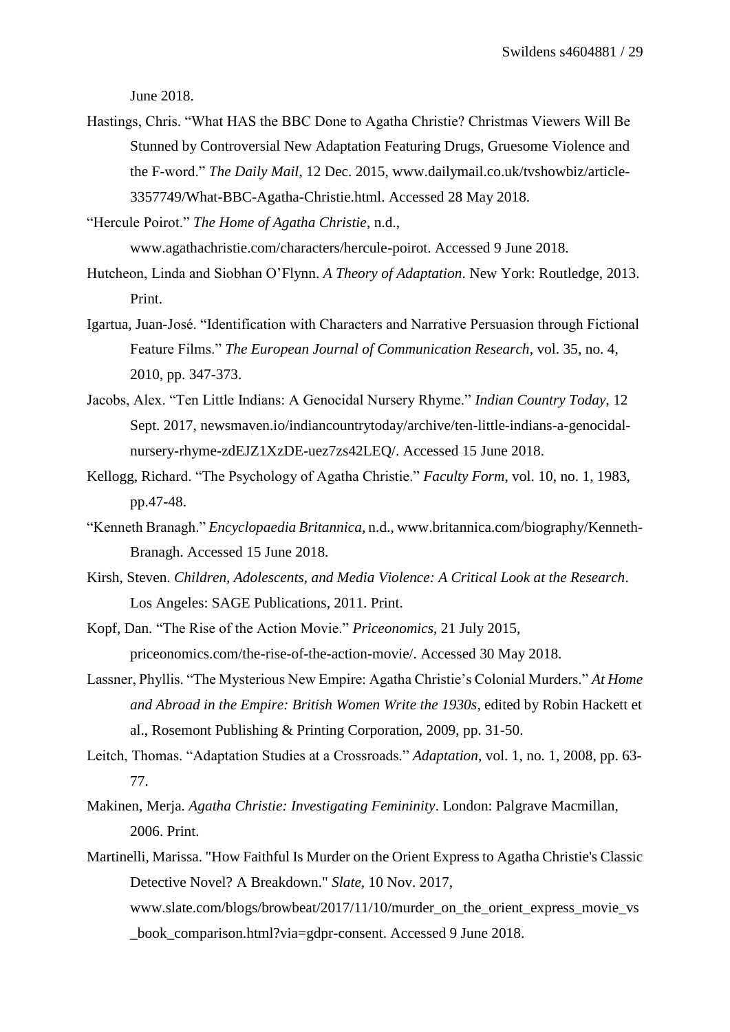June 2018.

Hastings, Chris. "What HAS the BBC Done to Agatha Christie? Christmas Viewers Will Be Stunned by Controversial New Adaptation Featuring Drugs, Gruesome Violence and the F-word." *The Daily Mail*, 12 Dec. 2015, www.dailymail.co.uk/tvshowbiz/article-3357749/What-BBC-Agatha-Christie.html. Accessed 28 May 2018.

"Hercule Poirot." *The Home of Agatha Christie*, n.d., www.agathachristie.com/characters/hercule-poirot. Accessed 9 June 2018.

Hutcheon, Linda and Siobhan O'Flynn. *A Theory of Adaptation*. New York: Routledge, 2013. Print.

Igartua, Juan-José. "Identification with Characters and Narrative Persuasion through Fictional Feature Films." *The European Journal of Communication Research*, vol. 35, no. 4, 2010, pp. 347-373.

Jacobs, Alex. "Ten Little Indians: A Genocidal Nursery Rhyme." *Indian Country Today*, 12 Sept. 2017, newsmaven.io/indiancountrytoday/archive/ten-little-indians-a-genocidal-nursery-rhyme-zdEJZ1XzDE-uez7zs42LEQ/. Accessed 15 June 2018.

Kellogg, Richard. "The Psychology of Agatha Christie." *Faculty Form*, vol. 10, no. 1, 1983, pp.47-48.

"Kenneth Branagh." *Encyclopaedia Britannica*, n.d., www.britannica.com/biography/Kenneth-Branagh. Accessed 15 June 2018.

Kirsh, Steven. *Children, Adolescents, and Media Violence: A Critical Look at the Research*. Los Angeles: SAGE Publications, 2011. Print.

Kopf, Dan. "The Rise of the Action Movie." *Priceonomics*, 21 July 2015, priceonomics.com/the-rise-of-the-action-movie/. Accessed 30 May 2018.

Lassner, Phyllis. "The Mysterious New Empire: Agatha Christie's Colonial Murders." *At Home and Abroad in the Empire: British Women Write the 1930s*, edited by Robin Hackett et al., Rosemont Publishing & Printing Corporation, 2009, pp. 31-50.

Leitch, Thomas. "Adaptation Studies at a Crossroads." *Adaptation*, vol. 1, no. 1, 2008, pp. 63-77.

Makinen, Merja. *Agatha Christie: Investigating Femininity*. London: Palgrave Macmillan, 2006. Print.

Martinelli, Marissa. "How Faithful Is Murder on the Orient Express to Agatha Christie's Classic Detective Novel? A Breakdown." *Slate*, 10 Nov. 2017, www.slate.com/blogs/browbeat/2017/11/10/murder_on_the_orient_express_movie_vs_book_comparison.html?via=gdpr-consent. Accessed 9 June 2018.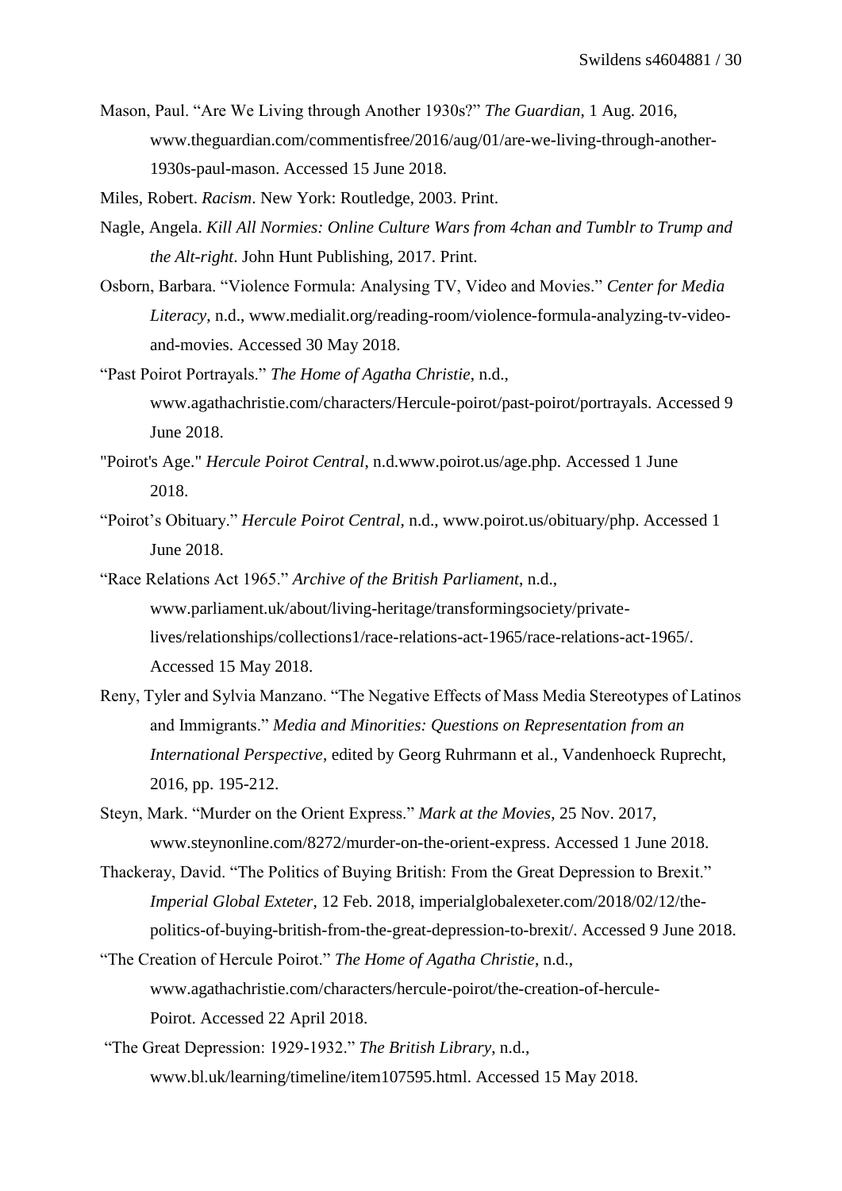Mason, Paul. "Are We Living through Another 1930s?" *The Guardian*, 1 Aug. 2016, www.theguardian.com/commentisfree/2016/aug/01/are-we-living-through-another-1930s-paul-mason. Accessed 15 June 2018.

Miles, Robert. *Racism*. New York: Routledge, 2003. Print.

Nagle, Angela. *Kill All Normies: Online Culture Wars from 4chan and Tumblr to Trump and the Alt-right*. John Hunt Publishing, 2017. Print.

Osborn, Barbara. "Violence Formula: Analysing TV, Video and Movies." *Center for Media Literacy*, n.d., www.medialit.org/reading-room/violence-formula-analyzing-tv-video-and-movies. Accessed 30 May 2018.

"Past Poirot Portrayals." *The Home of Agatha Christie*, n.d., www.agathachristie.com/characters/Hercule-poirot/past-poirot/portrayals. Accessed 9 June 2018.

"Poirot's Age." *Hercule Poirot Central*, n.d.www.poirot.us/age.php. Accessed 1 June 2018.

"Poirot's Obituary." *Hercule Poirot Central*, n.d., www.poirot.us/obituary/php. Accessed 1 June 2018.

"Race Relations Act 1965." *Archive of the British Parliament*, n.d., www.parliament.uk/about/living-heritage/transformingsociety/private-lives/relationships/collections1/race-relations-act-1965/race-relations-act-1965/. Accessed 15 May 2018.

Reny, Tyler and Sylvia Manzano. "The Negative Effects of Mass Media Stereotypes of Latinos and Immigrants." *Media and Minorities: Questions on Representation from an International Perspective*, edited by Georg Ruhrmann et al., Vandenhoeck Ruprecht, 2016, pp. 195-212.

Steyn, Mark. "Murder on the Orient Express." *Mark at the Movies*, 25 Nov. 2017, www.steynonline.com/8272/murder-on-the-orient-express. Accessed 1 June 2018.

Thackeray, David. "The Politics of Buying British: From the Great Depression to Brexit." *Imperial Global Exteter*, 12 Feb. 2018, imperialglobalexeter.com/2018/02/12/the-politics-of-buying-british-from-the-great-depression-to-brexit/. Accessed 9 June 2018.

"The Creation of Hercule Poirot." *The Home of Agatha Christie*, n.d., www.agathachristie.com/characters/hercule-poirot/the-creation-of-hercule-Poirot. Accessed 22 April 2018.

"The Great Depression: 1929-1932." *The British Library*, n.d., www.bl.uk/learning/timeline/item107595.html. Accessed 15 May 2018.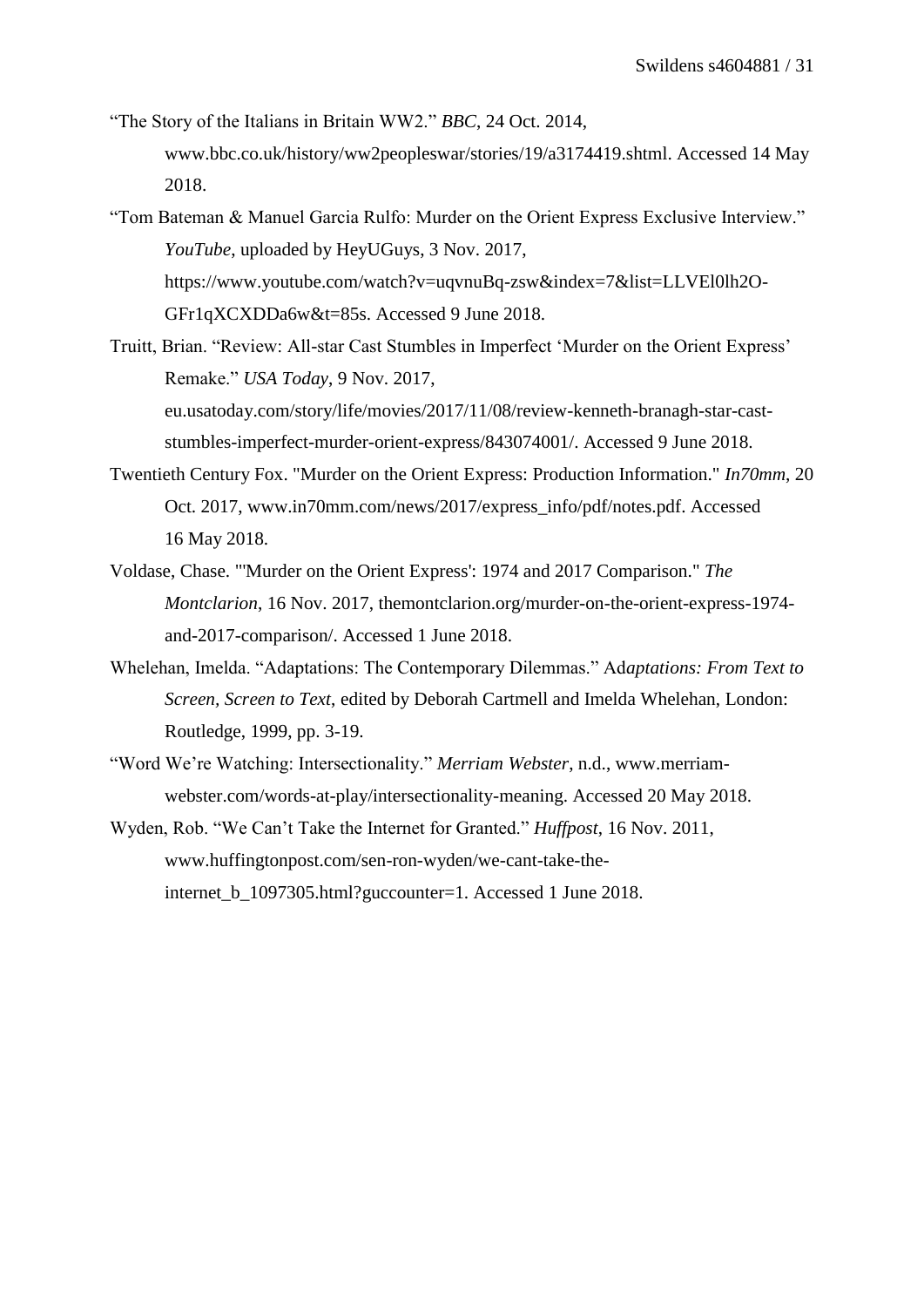"The Story of the Italians in Britain WW2." *BBC*, 24 Oct. 2014, www.bbc.co.uk/history/ww2peopleswar/stories/19/a3174419.shtml. Accessed 14 May 2018.

"Tom Bateman & Manuel Garcia Rulfo: Murder on the Orient Express Exclusive Interview." *YouTube*, uploaded by HeyUGuys, 3 Nov. 2017, https://www.youtube.com/watch?v=uqvnuBq-zsw&index=7&list=LLVEl0lh2O-GFr1qXCXDDa6w&t=85s. Accessed 9 June 2018.

Truitt, Brian. "Review: All-star Cast Stumbles in Imperfect 'Murder on the Orient Express' Remake." *USA Today*, 9 Nov. 2017, eu.usatoday.com/story/life/movies/2017/11/08/review-kenneth-branagh-star-cast-stumbles-imperfect-murder-orient-express/843074001/. Accessed 9 June 2018.

Twentieth Century Fox. "Murder on the Orient Express: Production Information." *In70mm*, 20 Oct. 2017, www.in70mm.com/news/2017/express_info/pdf/notes.pdf. Accessed 16 May 2018.

Voldase, Chase. "'Murder on the Orient Express': 1974 and 2017 Comparison." *The Montclarion*, 16 Nov. 2017, themontclarion.org/murder-on-the-orient-express-1974-and-2017-comparison/. Accessed 1 June 2018.

Whelehan, Imelda. "Adaptations: The Contemporary Dilemmas." Ad*aptations: From Text to Screen, Screen to Text*, edited by Deborah Cartmell and Imelda Whelehan, London: Routledge, 1999, pp. 3-19.

"Word We're Watching: Intersectionality." *Merriam Webster*, n.d., www.merriam-webster.com/words-at-play/intersectionality-meaning. Accessed 20 May 2018.

Wyden, Rob. "We Can't Take the Internet for Granted." *Huffpost*, 16 Nov. 2011, www.huffingtonpost.com/sen-ron-wyden/we-cant-take-the-internet_b_1097305.html?guccounter=1. Accessed 1 June 2018.